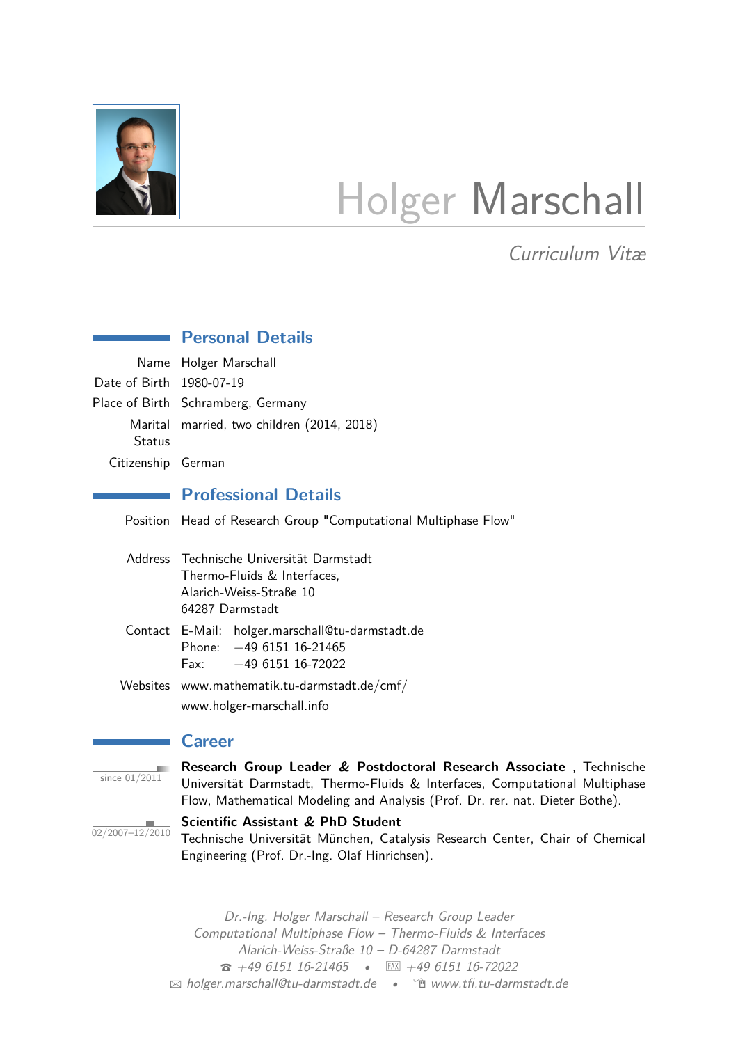# Holger Marschall

*Curriculum Vitæ*

## Personal Details

| | |
|---|---|
| Name | Holger Marschall |
| Date of Birth | 1980-07-19 |
| Place of Birth | Schramberg, Germany |
| Marital Status | married, two children (2014, 2018) |
| Citizenship | German |

## Professional Details

**Position:** Head of Research Group "Computational Multiphase Flow"

**Address:**
Technische Universität Darmstadt
Thermo-Fluids & Interfaces,
Alarich-Weiss-Straße 10
64287 Darmstadt

**Contact:**
E-Mail: holger.marschall@tu-darmstadt.de
Phone: +49 6151 16-21465
Fax: +49 6151 16-72022

**Websites:**
www.mathematik.tu-darmstadt.de/cmf/
www.holger-marschall.info

## Career

**since 01/2011** — **Research Group Leader & Postdoctoral Research Associate** , Technische Universität Darmstadt, Thermo-Fluids & Interfaces, Computational Multiphase Flow, Mathematical Modeling and Analysis (Prof. Dr. rer. nat. Dieter Bothe).

**02/2007–12/2010** — **Scientific Assistant & PhD Student**
Technische Universität München, Catalysis Research Center, Chair of Chemical Engineering (Prof. Dr.-Ing. Olaf Hinrichsen).

*Dr.-Ing. Holger Marschall – Research Group Leader*
*Computational Multiphase Flow – Thermo-Fluids & Interfaces*
*Alarich-Weiss-Straße 10 – D-64287 Darmstadt*
*+49 6151 16-21465 • FAX +49 6151 16-72022*
*holger.marschall@tu-darmstadt.de • www.tfi.tu-darmstadt.de*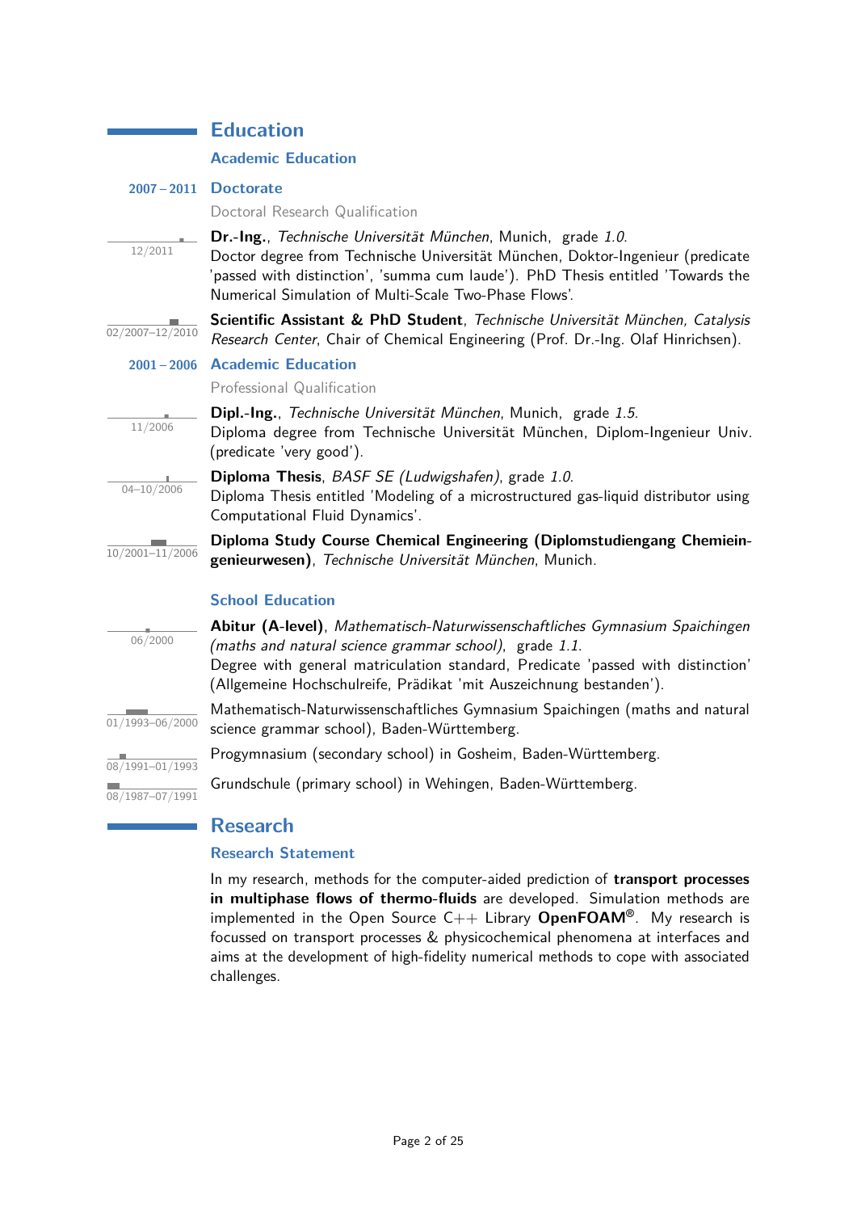# Education

## Academic Education

### 2007 – 2011 Doctorate

Doctoral Research Qualification

12/2011 — **Dr.-Ing.**, *Technische Universität München*, Munich, grade *1.0*.
Doctor degree from Technische Universität München, Doktor-Ingenieur (predicate 'passed with distinction', 'summa cum laude'). PhD Thesis entitled 'Towards the Numerical Simulation of Multi-Scale Two-Phase Flows'.

02/2007–12/2010 — **Scientific Assistant & PhD Student**, *Technische Universität München, Catalysis Research Center*, Chair of Chemical Engineering (Prof. Dr.-Ing. Olaf Hinrichsen).

### 2001 – 2006 Academic Education

Professional Qualification

11/2006 — **Dipl.-Ing.**, *Technische Universität München*, Munich, grade *1.5*.
Diploma degree from Technische Universität München, Diplom-Ingenieur Univ. (predicate 'very good').

04–10/2006 — **Diploma Thesis**, *BASF SE (Ludwigshafen)*, grade *1.0*.
Diploma Thesis entitled 'Modeling of a microstructured gas-liquid distributor using Computational Fluid Dynamics'.

10/2001–11/2006 — **Diploma Study Course Chemical Engineering (Diplomstudiengang Chemieingenieurwesen)**, *Technische Universität München*, Munich.

## School Education

06/2000 — **Abitur (A-level)**, *Mathematisch-Naturwissenschaftliches Gymnasium Spaichingen (maths and natural science grammar school)*, grade *1.1*.
Degree with general matriculation standard, Predicate 'passed with distinction' (Allgemeine Hochschulreife, Prädikat 'mit Auszeichnung bestanden').

01/1993–06/2000 — Mathematisch-Naturwissenschaftliches Gymnasium Spaichingen (maths and natural science grammar school), Baden-Württemberg.

08/1991–01/1993 — Progymnasium (secondary school) in Gosheim, Baden-Württemberg.

08/1987–07/1991 — Grundschule (primary school) in Wehingen, Baden-Württemberg.

# Research

## Research Statement

In my research, methods for the computer-aided prediction of **transport processes in multiphase flows of thermo-fluids** are developed. Simulation methods are implemented in the Open Source C++ Library **OpenFOAM**®. My research is focussed on transport processes & physicochemical phenomena at interfaces and aims at the development of high-fidelity numerical methods to cope with associated challenges.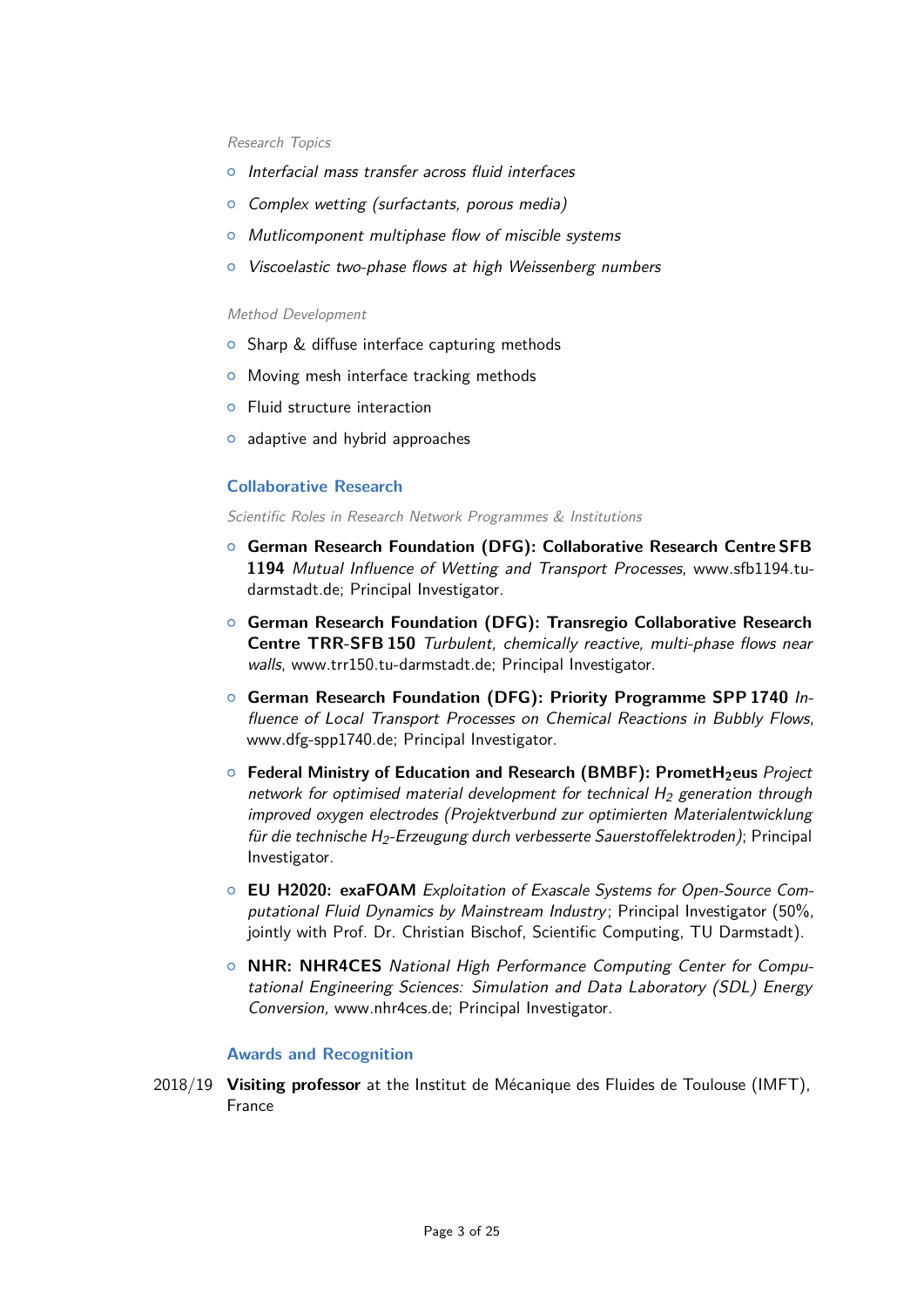*Research Topics*

- *Interfacial mass transfer across fluid interfaces*
- *Complex wetting (surfactants, porous media)*
- *Mutlicomponent multiphase flow of miscible systems*
- *Viscoelastic two-phase flows at high Weissenberg numbers*

*Method Development*

- Sharp & diffuse interface capturing methods
- Moving mesh interface tracking methods
- Fluid structure interaction
- adaptive and hybrid approaches

## Collaborative Research

*Scientific Roles in Research Network Programmes & Institutions*

- **German Research Foundation (DFG): Collaborative Research Centre SFB 1194** *Mutual Influence of Wetting and Transport Processes*, www.sfb1194.tu-darmstadt.de; Principal Investigator.
- **German Research Foundation (DFG): Transregio Collaborative Research Centre TRR-SFB 150** *Turbulent, chemically reactive, multi-phase flows near walls*, www.trr150.tu-darmstadt.de; Principal Investigator.
- **German Research Foundation (DFG): Priority Programme SPP 1740** *Influence of Local Transport Processes on Chemical Reactions in Bubbly Flows*, www.dfg-spp1740.de; Principal Investigator.
- **Federal Ministry of Education and Research (BMBF): PrometH$_2$eus** *Project network for optimised material development for technical $H_2$ generation through improved oxygen electrodes (Projektverbund zur optimierten Materialentwicklung für die technische $H_2$-Erzeugung durch verbesserte Sauerstoffelektroden)*; Principal Investigator.
- **EU H2020: exaFOAM** *Exploitation of Exascale Systems for Open-Source Computational Fluid Dynamics by Mainstream Industry*; Principal Investigator (50%, jointly with Prof. Dr. Christian Bischof, Scientific Computing, TU Darmstadt).
- **NHR: NHR4CES** *National High Performance Computing Center for Computational Engineering Sciences: Simulation and Data Laboratory (SDL) Energy Conversion*, www.nhr4ces.de; Principal Investigator.

## Awards and Recognition

2018/19 **Visiting professor** at the Institut de Mécanique des Fluides de Toulouse (IMFT), France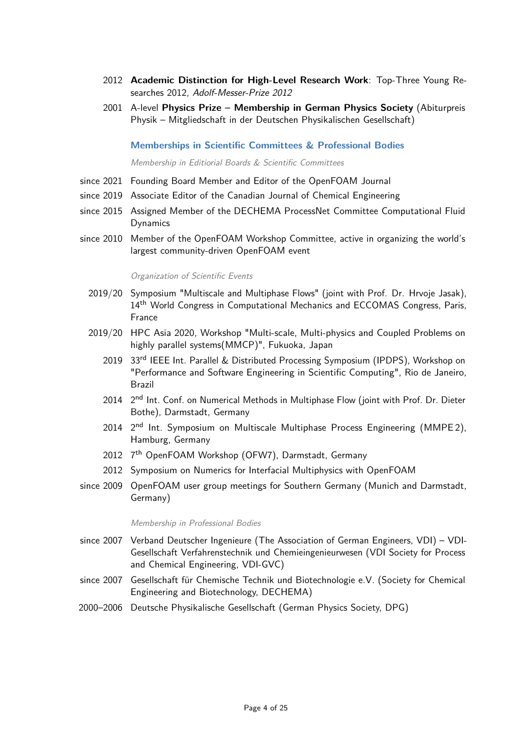2012 **Academic Distinction for High-Level Research Work**: Top-Three Young Researches 2012, *Adolf-Messer-Prize 2012*

2001 A-level **Physics Prize – Membership in German Physics Society** (Abiturpreis Physik – Mitgliedschaft in der Deutschen Physikalischen Gesellschaft)

### Memberships in Scientific Committees & Professional Bodies

*Membership in Editiorial Boards & Scientific Committees*

since 2021 Founding Board Member and Editor of the OpenFOAM Journal

since 2019 Associate Editor of the Canadian Journal of Chemical Engineering

since 2015 Assigned Member of the DECHEMA ProcessNet Committee Computational Fluid Dynamics

since 2010 Member of the OpenFOAM Workshop Committee, active in organizing the world's largest community-driven OpenFOAM event

*Organization of Scientific Events*

2019/20 Symposium "Multiscale and Multiphase Flows" (joint with Prof. Dr. Hrvoje Jasak), 14th World Congress in Computational Mechanics and ECCOMAS Congress, Paris, France

2019/20 HPC Asia 2020, Workshop "Multi-scale, Multi-physics and Coupled Problems on highly parallel systems(MMCP)", Fukuoka, Japan

2019 33rd IEEE Int. Parallel & Distributed Processing Symposium (IPDPS), Workshop on "Performance and Software Engineering in Scientific Computing", Rio de Janeiro, Brazil

2014 2nd Int. Conf. on Numerical Methods in Multiphase Flow (joint with Prof. Dr. Dieter Bothe), Darmstadt, Germany

2014 2nd Int. Symposium on Multiscale Multiphase Process Engineering (MMPE 2), Hamburg, Germany

2012 7th OpenFOAM Workshop (OFW7), Darmstadt, Germany

2012 Symposium on Numerics for Interfacial Multiphysics with OpenFOAM

since 2009 OpenFOAM user group meetings for Southern Germany (Munich and Darmstadt, Germany)

*Membership in Professional Bodies*

since 2007 Verband Deutscher Ingenieure (The Association of German Engineers, VDI) – VDI-Gesellschaft Verfahrenstechnik und Chemieingenieurwesen (VDI Society for Process and Chemical Engineering, VDI-GVC)

since 2007 Gesellschaft für Chemische Technik und Biotechnologie e.V. (Society for Chemical Engineering and Biotechnology, DECHEMA)

2000–2006 Deutsche Physikalische Gesellschaft (German Physics Society, DPG)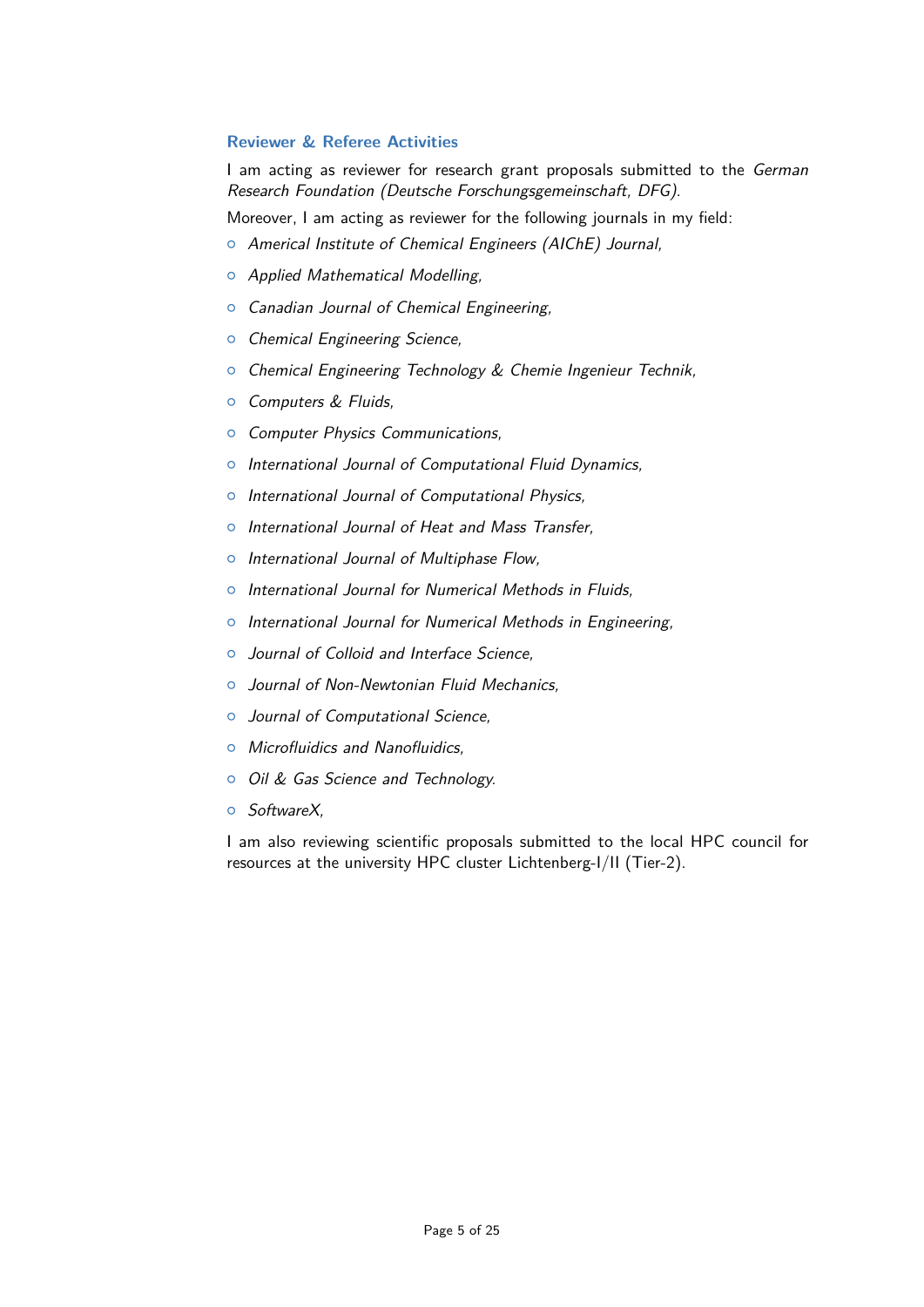### Reviewer & Referee Activities

I am acting as reviewer for research grant proposals submitted to the *German Research Foundation (Deutsche Forschungsgemeinschaft, DFG)*.

Moreover, I am acting as reviewer for the following journals in my field:

- *Americal Institute of Chemical Engineers (AIChE) Journal*,
- *Applied Mathematical Modelling*,
- *Canadian Journal of Chemical Engineering*,
- *Chemical Engineering Science*,
- *Chemical Engineering Technology & Chemie Ingenieur Technik*,
- *Computers & Fluids*,
- *Computer Physics Communications*,
- *International Journal of Computational Fluid Dynamics*,
- *International Journal of Computational Physics*,
- *International Journal of Heat and Mass Transfer*,
- *International Journal of Multiphase Flow*,
- *International Journal for Numerical Methods in Fluids*,
- *International Journal for Numerical Methods in Engineering*,
- *Journal of Colloid and Interface Science*,
- *Journal of Non-Newtonian Fluid Mechanics*,
- *Journal of Computational Science*,
- *Microfluidics and Nanofluidics*,
- *Oil & Gas Science and Technology*.
- *SoftwareX*,

I am also reviewing scientific proposals submitted to the local HPC council for resources at the university HPC cluster Lichtenberg-I/II (Tier-2).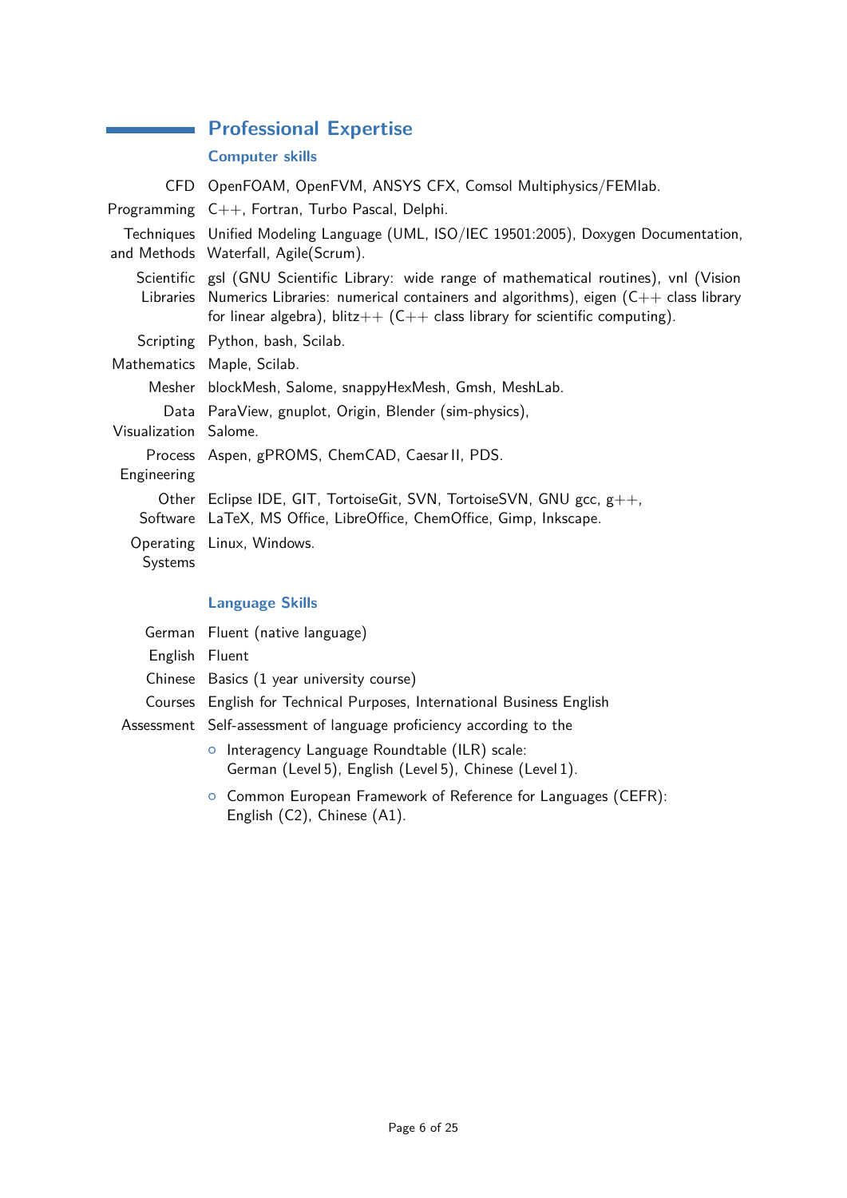## Professional Expertise

### Computer skills

**CFD** OpenFOAM, OpenFVM, ANSYS CFX, Comsol Multiphysics/FEMlab.

**Programming** C++, Fortran, Turbo Pascal, Delphi.

**Techniques and Methods** Unified Modeling Language (UML, ISO/IEC 19501:2005), Doxygen Documentation, Waterfall, Agile(Scrum).

**Scientific Libraries** gsl (GNU Scientific Library: wide range of mathematical routines), vnl (Vision Numerics Libraries: numerical containers and algorithms), eigen (C++ class library for linear algebra), blitz++ (C++ class library for scientific computing).

**Scripting** Python, bash, Scilab.

**Mathematics** Maple, Scilab.

**Mesher** blockMesh, Salome, snappyHexMesh, Gmsh, MeshLab.

**Data Visualization** ParaView, gnuplot, Origin, Blender (sim-physics), Salome.

**Process Engineering** Aspen, gPROMS, ChemCAD, Caesar II, PDS.

**Other Software** Eclipse IDE, GIT, TortoiseGit, SVN, TortoiseSVN, GNU gcc, g++, LaTeX, MS Office, LibreOffice, ChemOffice, Gimp, Inkscape.

**Operating Systems** Linux, Windows.

### Language Skills

**German** Fluent (native language)

**English** Fluent

**Chinese** Basics (1 year university course)

**Courses** English for Technical Purposes, International Business English

**Assessment** Self-assessment of language proficiency according to the

- Interagency Language Roundtable (ILR) scale:
  German (Level 5), English (Level 5), Chinese (Level 1).
- Common European Framework of Reference for Languages (CEFR):
  English (C2), Chinese (A1).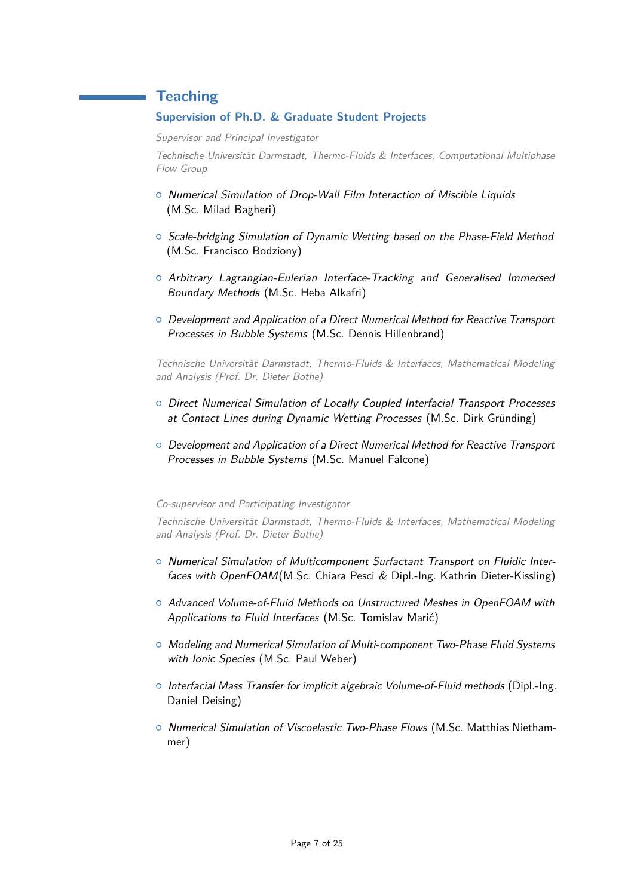# Teaching

## Supervision of Ph.D. & Graduate Student Projects

*Supervisor and Principal Investigator*

*Technische Universität Darmstadt, Thermo-Fluids & Interfaces, Computational Multiphase Flow Group*

- *Numerical Simulation of Drop-Wall Film Interaction of Miscible Liquids* (M.Sc. Milad Bagheri)
- *Scale-bridging Simulation of Dynamic Wetting based on the Phase-Field Method* (M.Sc. Francisco Bodziony)
- *Arbitrary Lagrangian-Eulerian Interface-Tracking and Generalised Immersed Boundary Methods* (M.Sc. Heba Alkafri)
- *Development and Application of a Direct Numerical Method for Reactive Transport Processes in Bubble Systems* (M.Sc. Dennis Hillenbrand)

*Technische Universität Darmstadt, Thermo-Fluids & Interfaces, Mathematical Modeling and Analysis (Prof. Dr. Dieter Bothe)*

- *Direct Numerical Simulation of Locally Coupled Interfacial Transport Processes at Contact Lines during Dynamic Wetting Processes* (M.Sc. Dirk Gründing)
- *Development and Application of a Direct Numerical Method for Reactive Transport Processes in Bubble Systems* (M.Sc. Manuel Falcone)

*Co-supervisor and Participating Investigator*

*Technische Universität Darmstadt, Thermo-Fluids & Interfaces, Mathematical Modeling and Analysis (Prof. Dr. Dieter Bothe)*

- *Numerical Simulation of Multicomponent Surfactant Transport on Fluidic Interfaces with OpenFOAM*(M.Sc. Chiara Pesci & Dipl.-Ing. Kathrin Dieter-Kissling)
- *Advanced Volume-of-Fluid Methods on Unstructured Meshes in OpenFOAM with Applications to Fluid Interfaces* (M.Sc. Tomislav Marić)
- *Modeling and Numerical Simulation of Multi-component Two-Phase Fluid Systems with Ionic Species* (M.Sc. Paul Weber)
- *Interfacial Mass Transfer for implicit algebraic Volume-of-Fluid methods* (Dipl.-Ing. Daniel Deising)
- *Numerical Simulation of Viscoelastic Two-Phase Flows* (M.Sc. Matthias Niethammer)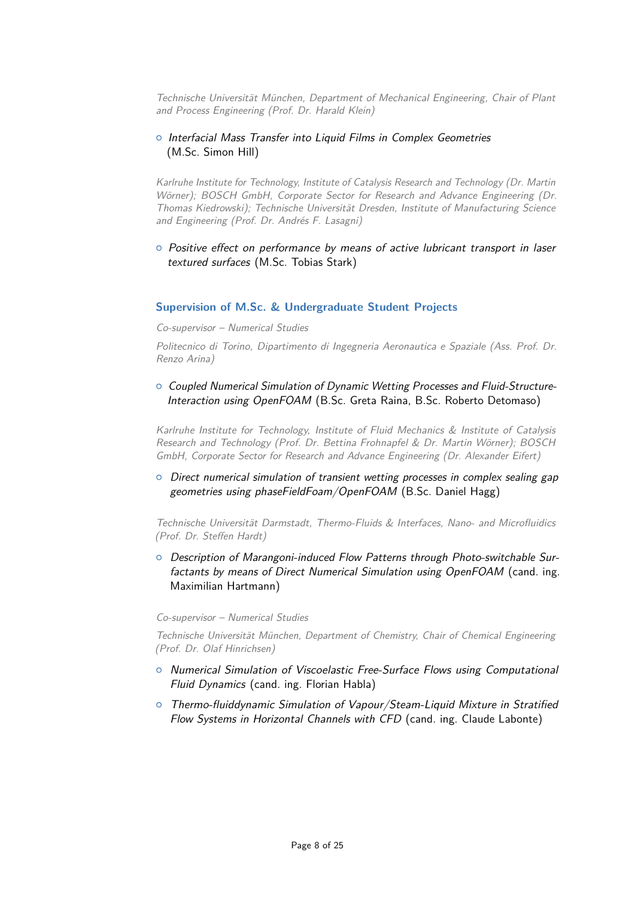*Technische Universität München, Department of Mechanical Engineering, Chair of Plant and Process Engineering (Prof. Dr. Harald Klein)*

- *Interfacial Mass Transfer into Liquid Films in Complex Geometries* (M.Sc. Simon Hill)

*Karlruhe Institute for Technology, Institute of Catalysis Research and Technology (Dr. Martin Wörner); BOSCH GmbH, Corporate Sector for Research and Advance Engineering (Dr. Thomas Kiedrowski); Technische Universität Dresden, Institute of Manufacturing Science and Engineering (Prof. Dr. Andrés F. Lasagni)*

- *Positive effect on performance by means of active lubricant transport in laser textured surfaces* (M.Sc. Tobias Stark)

## Supervision of M.Sc. & Undergraduate Student Projects

*Co-supervisor – Numerical Studies*

*Politecnico di Torino, Dipartimento di Ingegneria Aeronautica e Spaziale (Ass. Prof. Dr. Renzo Arina)*

- *Coupled Numerical Simulation of Dynamic Wetting Processes and Fluid-Structure-Interaction using OpenFOAM* (B.Sc. Greta Raina, B.Sc. Roberto Detomaso)

*Karlruhe Institute for Technology, Institute of Fluid Mechanics & Institute of Catalysis Research and Technology (Prof. Dr. Bettina Frohnapfel & Dr. Martin Wörner); BOSCH GmbH, Corporate Sector for Research and Advance Engineering (Dr. Alexander Eifert)*

- *Direct numerical simulation of transient wetting processes in complex sealing gap geometries using phaseFieldFoam/OpenFOAM* (B.Sc. Daniel Hagg)

*Technische Universität Darmstadt, Thermo-Fluids & Interfaces, Nano- and Microfluidics (Prof. Dr. Steffen Hardt)*

- *Description of Marangoni-induced Flow Patterns through Photo-switchable Surfactants by means of Direct Numerical Simulation using OpenFOAM* (cand. ing. Maximilian Hartmann)

*Co-supervisor – Numerical Studies*

*Technische Universität München, Department of Chemistry, Chair of Chemical Engineering (Prof. Dr. Olaf Hinrichsen)*

- *Numerical Simulation of Viscoelastic Free-Surface Flows using Computational Fluid Dynamics* (cand. ing. Florian Habla)
- *Thermo-fluiddynamic Simulation of Vapour/Steam-Liquid Mixture in Stratified Flow Systems in Horizontal Channels with CFD* (cand. ing. Claude Labonte)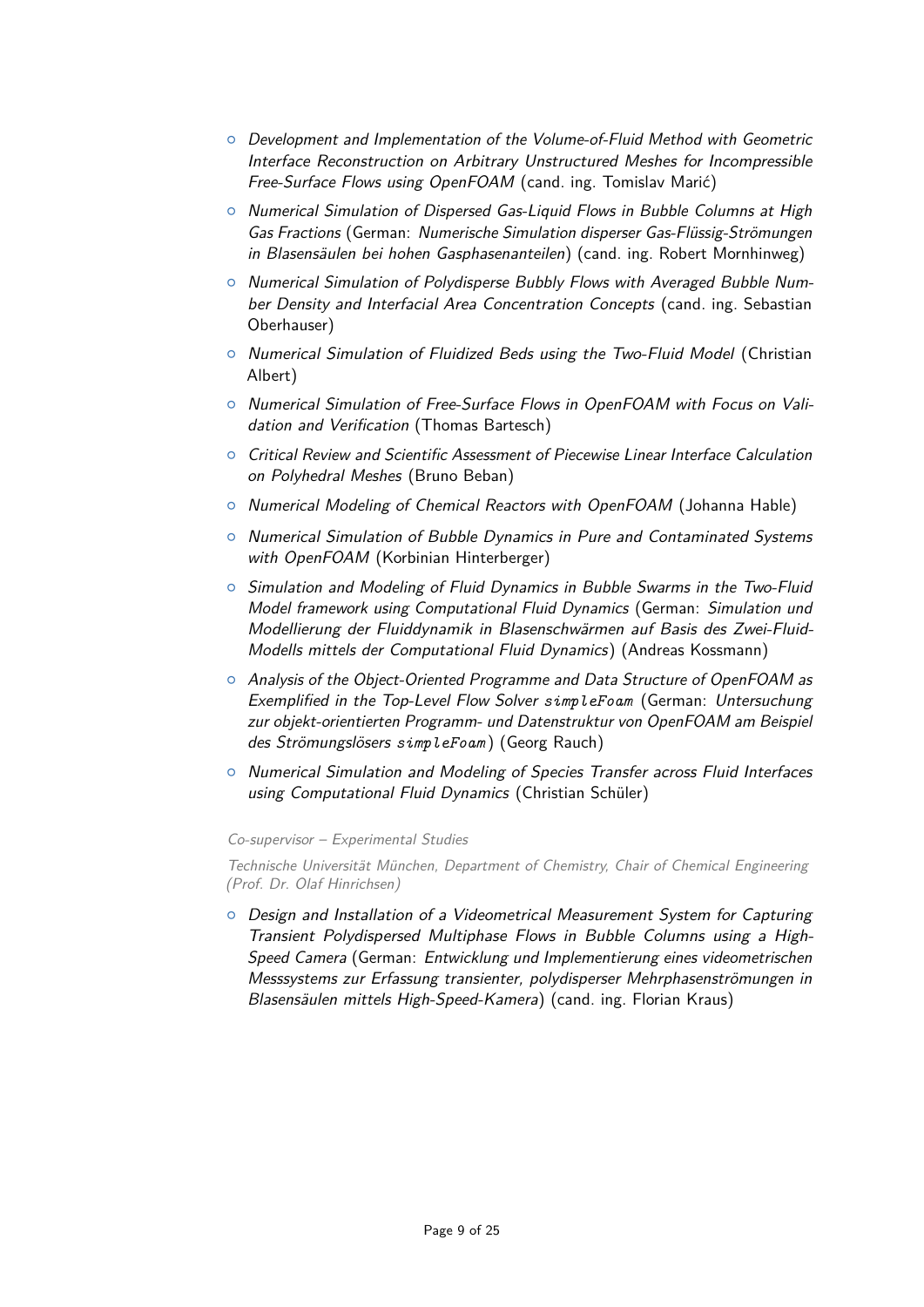- *Development and Implementation of the Volume-of-Fluid Method with Geometric Interface Reconstruction on Arbitrary Unstructured Meshes for Incompressible Free-Surface Flows using OpenFOAM* (cand. ing. Tomislav Marić)
- *Numerical Simulation of Dispersed Gas-Liquid Flows in Bubble Columns at High Gas Fractions* (German: *Numerische Simulation disperser Gas-Flüssig-Strömungen in Blasensäulen bei hohen Gasphasenanteilen*) (cand. ing. Robert Mornhinweg)
- *Numerical Simulation of Polydisperse Bubbly Flows with Averaged Bubble Number Density and Interfacial Area Concentration Concepts* (cand. ing. Sebastian Oberhauser)
- *Numerical Simulation of Fluidized Beds using the Two-Fluid Model* (Christian Albert)
- *Numerical Simulation of Free-Surface Flows in OpenFOAM with Focus on Validation and Verification* (Thomas Bartesch)
- *Critical Review and Scientific Assessment of Piecewise Linear Interface Calculation on Polyhedral Meshes* (Bruno Beban)
- *Numerical Modeling of Chemical Reactors with OpenFOAM* (Johanna Hable)
- *Numerical Simulation of Bubble Dynamics in Pure and Contaminated Systems with OpenFOAM* (Korbinian Hinterberger)
- *Simulation and Modeling of Fluid Dynamics in Bubble Swarms in the Two-Fluid Model framework using Computational Fluid Dynamics* (German: *Simulation und Modellierung der Fluiddynamik in Blasenschwärmen auf Basis des Zwei-Fluid-Modells mittels der Computational Fluid Dynamics*) (Andreas Kossmann)
- *Analysis of the Object-Oriented Programme and Data Structure of OpenFOAM as Exemplified in the Top-Level Flow Solver `simpleFoam`* (German: *Untersuchung zur objekt-orientierten Programm- und Datenstruktur von OpenFOAM am Beispiel des Strömungslösers `simpleFoam`*) (Georg Rauch)
- *Numerical Simulation and Modeling of Species Transfer across Fluid Interfaces using Computational Fluid Dynamics* (Christian Schüler)

*Co-supervisor – Experimental Studies*

*Technische Universität München, Department of Chemistry, Chair of Chemical Engineering (Prof. Dr. Olaf Hinrichsen)*

- *Design and Installation of a Videometrical Measurement System for Capturing Transient Polydispersed Multiphase Flows in Bubble Columns using a High-Speed Camera* (German: *Entwicklung und Implementierung eines videometrischen Messsystems zur Erfassung transienter, polydisperser Mehrphasenströmungen in Blasensäulen mittels High-Speed-Kamera*) (cand. ing. Florian Kraus)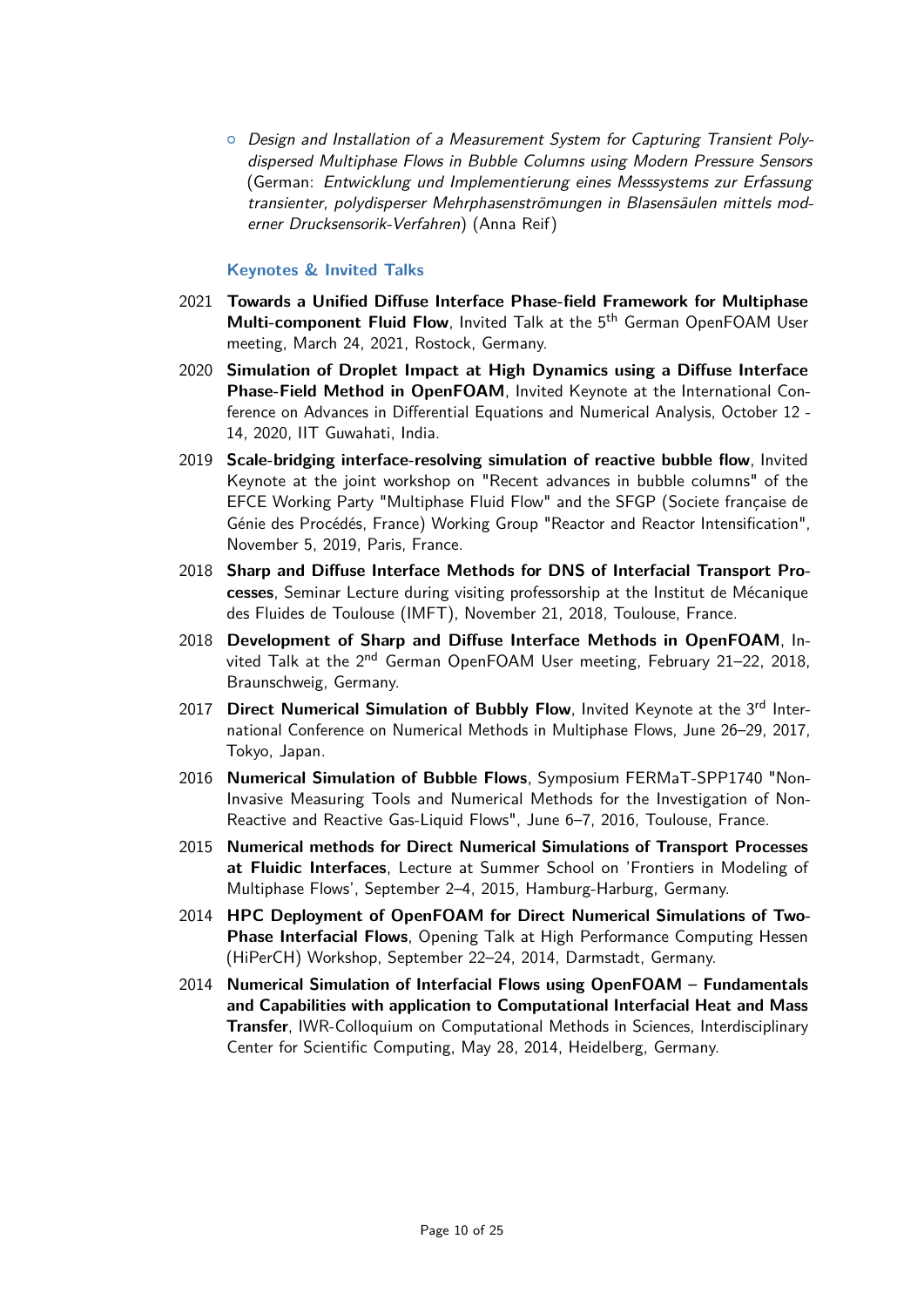- *Design and Installation of a Measurement System for Capturing Transient Polydispersed Multiphase Flows in Bubble Columns using Modern Pressure Sensors* (German: *Entwicklung und Implementierung eines Messsystems zur Erfassung transienter, polydisperser Mehrphasenströmungen in Blasensäulen mittels moderner Drucksensorik-Verfahren*) (Anna Reif)

### Keynotes & Invited Talks

2021 **Towards a Unified Diffuse Interface Phase-field Framework for Multiphase Multi-component Fluid Flow**, Invited Talk at the 5th German OpenFOAM User meeting, March 24, 2021, Rostock, Germany.

2020 **Simulation of Droplet Impact at High Dynamics using a Diffuse Interface Phase-Field Method in OpenFOAM**, Invited Keynote at the International Conference on Advances in Differential Equations and Numerical Analysis, October 12 - 14, 2020, IIT Guwahati, India.

2019 **Scale-bridging interface-resolving simulation of reactive bubble flow**, Invited Keynote at the joint workshop on "Recent advances in bubble columns" of the EFCE Working Party "Multiphase Fluid Flow" and the SFGP (Societe française de Génie des Procédés, France) Working Group "Reactor and Reactor Intensification", November 5, 2019, Paris, France.

2018 **Sharp and Diffuse Interface Methods for DNS of Interfacial Transport Processes**, Seminar Lecture during visiting professorship at the Institut de Mécanique des Fluides de Toulouse (IMFT), November 21, 2018, Toulouse, France.

2018 **Development of Sharp and Diffuse Interface Methods in OpenFOAM**, Invited Talk at the 2nd German OpenFOAM User meeting, February 21–22, 2018, Braunschweig, Germany.

2017 **Direct Numerical Simulation of Bubbly Flow**, Invited Keynote at the 3rd International Conference on Numerical Methods in Multiphase Flows, June 26–29, 2017, Tokyo, Japan.

2016 **Numerical Simulation of Bubble Flows**, Symposium FERMaT-SPP1740 "Non-Invasive Measuring Tools and Numerical Methods for the Investigation of Non-Reactive and Reactive Gas-Liquid Flows", June 6–7, 2016, Toulouse, France.

2015 **Numerical methods for Direct Numerical Simulations of Transport Processes at Fluidic Interfaces**, Lecture at Summer School on 'Frontiers in Modeling of Multiphase Flows', September 2–4, 2015, Hamburg-Harburg, Germany.

2014 **HPC Deployment of OpenFOAM for Direct Numerical Simulations of Two-Phase Interfacial Flows**, Opening Talk at High Performance Computing Hessen (HiPerCH) Workshop, September 22–24, 2014, Darmstadt, Germany.

2014 **Numerical Simulation of Interfacial Flows using OpenFOAM – Fundamentals and Capabilities with application to Computational Interfacial Heat and Mass Transfer**, IWR-Colloquium on Computational Methods in Sciences, Interdisciplinary Center for Scientific Computing, May 28, 2014, Heidelberg, Germany.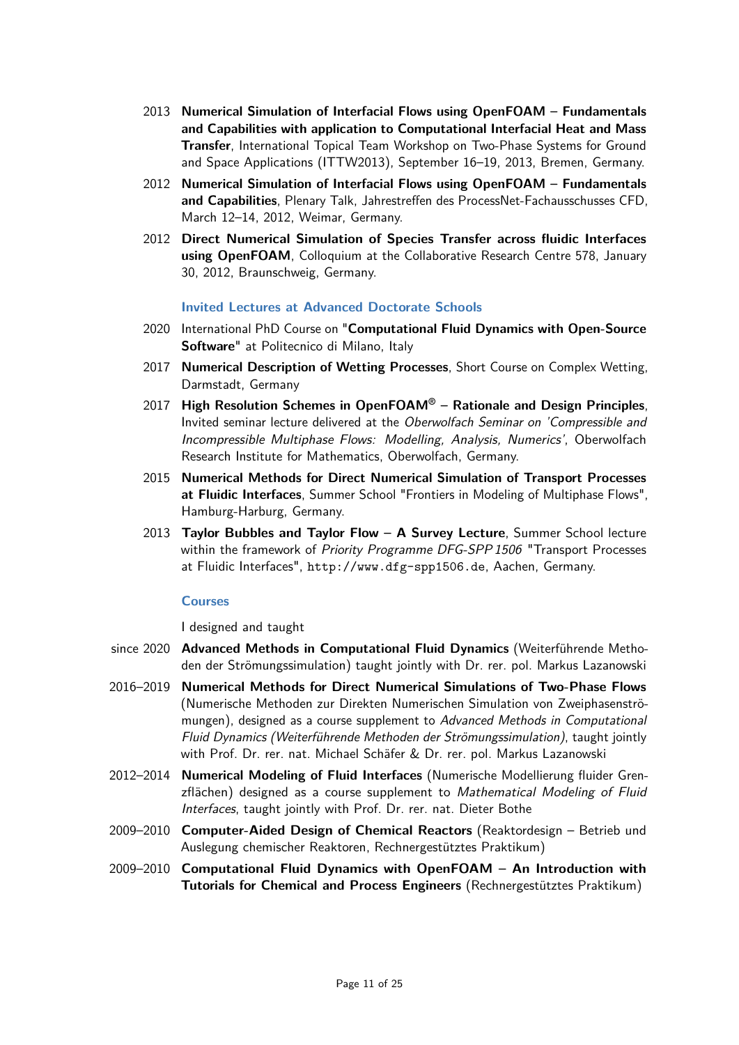2013 **Numerical Simulation of Interfacial Flows using OpenFOAM – Fundamentals and Capabilities with application to Computational Interfacial Heat and Mass Transfer**, International Topical Team Workshop on Two-Phase Systems for Ground and Space Applications (ITTW2013), September 16–19, 2013, Bremen, Germany.

2012 **Numerical Simulation of Interfacial Flows using OpenFOAM – Fundamentals and Capabilities**, Plenary Talk, Jahrestreffen des ProcessNet-Fachausschusses CFD, March 12–14, 2012, Weimar, Germany.

2012 **Direct Numerical Simulation of Species Transfer across fluidic Interfaces using OpenFOAM**, Colloquium at the Collaborative Research Centre 578, January 30, 2012, Braunschweig, Germany.

### Invited Lectures at Advanced Doctorate Schools

2020 International PhD Course on "**Computational Fluid Dynamics with Open-Source Software**" at Politecnico di Milano, Italy

2017 **Numerical Description of Wetting Processes**, Short Course on Complex Wetting, Darmstadt, Germany

2017 **High Resolution Schemes in OpenFOAM® – Rationale and Design Principles**, Invited seminar lecture delivered at the *Oberwolfach Seminar on 'Compressible and Incompressible Multiphase Flows: Modelling, Analysis, Numerics'*, Oberwolfach Research Institute for Mathematics, Oberwolfach, Germany.

2015 **Numerical Methods for Direct Numerical Simulation of Transport Processes at Fluidic Interfaces**, Summer School "Frontiers in Modeling of Multiphase Flows", Hamburg-Harburg, Germany.

2013 **Taylor Bubbles and Taylor Flow – A Survey Lecture**, Summer School lecture within the framework of *Priority Programme DFG-SPP 1506* "Transport Processes at Fluidic Interfaces", `http://www.dfg-spp1506.de`, Aachen, Germany.

### Courses

I designed and taught

since 2020 **Advanced Methods in Computational Fluid Dynamics** (Weiterführende Methoden der Strömungssimulation) taught jointly with Dr. rer. pol. Markus Lazanowski

2016–2019 **Numerical Methods for Direct Numerical Simulations of Two-Phase Flows** (Numerische Methoden zur Direkten Numerischen Simulation von Zweiphasenströmungen), designed as a course supplement to *Advanced Methods in Computational Fluid Dynamics (Weiterführende Methoden der Strömungssimulation)*, taught jointly with Prof. Dr. rer. nat. Michael Schäfer & Dr. rer. pol. Markus Lazanowski

2012–2014 **Numerical Modeling of Fluid Interfaces** (Numerische Modellierung fluider Grenzflächen) designed as a course supplement to *Mathematical Modeling of Fluid Interfaces*, taught jointly with Prof. Dr. rer. nat. Dieter Bothe

2009–2010 **Computer-Aided Design of Chemical Reactors** (Reaktordesign – Betrieb und Auslegung chemischer Reaktoren, Rechnergestütztes Praktikum)

2009–2010 **Computational Fluid Dynamics with OpenFOAM – An Introduction with Tutorials for Chemical and Process Engineers** (Rechnergestütztes Praktikum)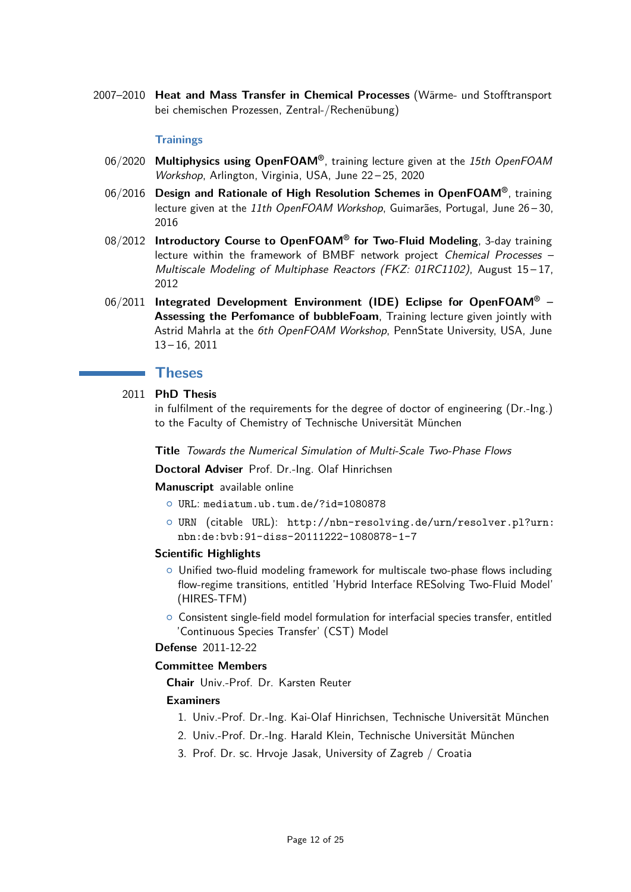2007–2010 **Heat and Mass Transfer in Chemical Processes** (Wärme- und Stofftransport bei chemischen Prozessen, Zentral-/Rechenübung)

### Trainings

06/2020 **Multiphysics using OpenFOAM®**, training lecture given at the *15th OpenFOAM Workshop*, Arlington, Virginia, USA, June 22 – 25, 2020

06/2016 **Design and Rationale of High Resolution Schemes in OpenFOAM®**, training lecture given at the *11th OpenFOAM Workshop*, Guimarães, Portugal, June 26 – 30, 2016

08/2012 **Introductory Course to OpenFOAM® for Two-Fluid Modeling**, 3-day training lecture within the framework of BMBF network project *Chemical Processes – Multiscale Modeling of Multiphase Reactors (FKZ: 01RC1102)*, August 15 – 17, 2012

06/2011 **Integrated Development Environment (IDE) Eclipse for OpenFOAM® – Assessing the Perfomance of bubbleFoam**, Training lecture given jointly with Astrid Mahrla at the *6th OpenFOAM Workshop*, PennState University, USA, June 13 – 16, 2011

## Theses

2011 **PhD Thesis**
in fulfilment of the requirements for the degree of doctor of engineering (Dr.-Ing.) to the Faculty of Chemistry of Technische Universität München

**Title** *Towards the Numerical Simulation of Multi-Scale Two-Phase Flows*

**Doctoral Adviser** Prof. Dr.-Ing. Olaf Hinrichsen

**Manuscript** available online

- URL: `mediatum.ub.tum.de/?id=1080878`
- URN (citable URL): `http://nbn-resolving.de/urn/resolver.pl?urn:nbn:de:bvb:91-diss-20111222-1080878-1-7`

**Scientific Highlights**

- Unified two-fluid modeling framework for multiscale two-phase flows including flow-regime transitions, entitled 'Hybrid Interface RESolving Two-Fluid Model' (HIRES-TFM)
- Consistent single-field model formulation for interfacial species transfer, entitled 'Continuous Species Transfer' (CST) Model

**Defense** 2011-12-22

**Committee Members**

**Chair** Univ.-Prof. Dr. Karsten Reuter

**Examiners**

1. Univ.-Prof. Dr.-Ing. Kai-Olaf Hinrichsen, Technische Universität München
2. Univ.-Prof. Dr.-Ing. Harald Klein, Technische Universität München
3. Prof. Dr. sc. Hrvoje Jasak, University of Zagreb / Croatia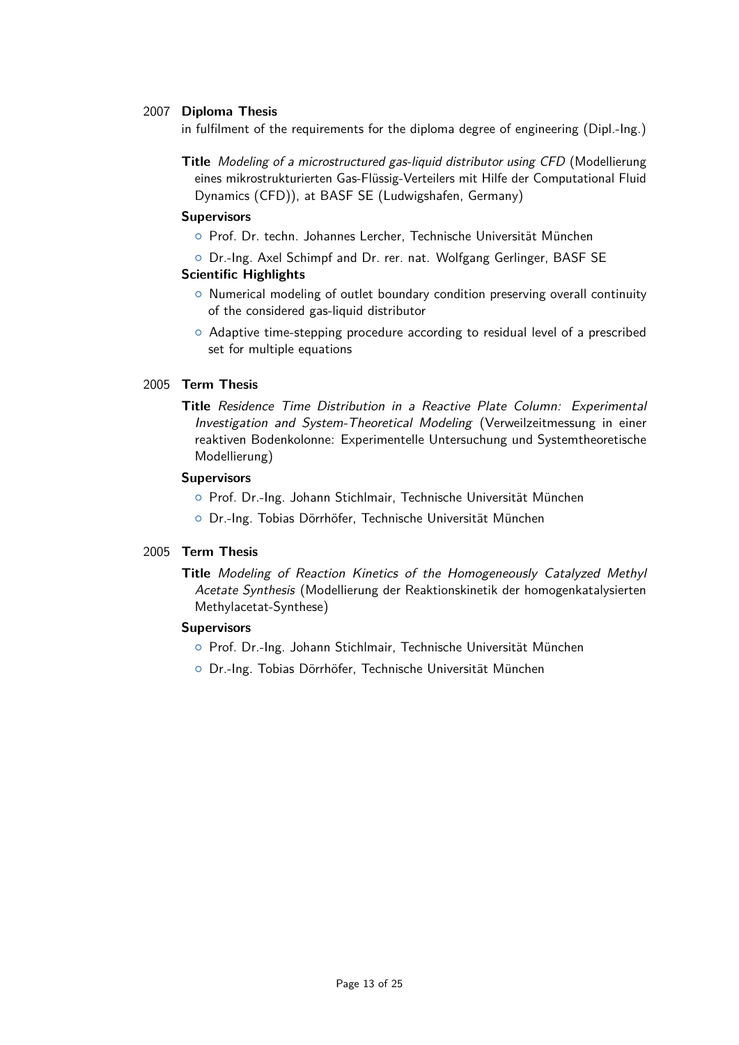2007 **Diploma Thesis**

in fulfilment of the requirements for the diploma degree of engineering (Dipl.-Ing.)

**Title** *Modeling of a microstructured gas-liquid distributor using CFD* (Modellierung eines mikrostrukturierten Gas-Flüssig-Verteilers mit Hilfe der Computational Fluid Dynamics (CFD)), at BASF SE (Ludwigshafen, Germany)

**Supervisors**

- Prof. Dr. techn. Johannes Lercher, Technische Universität München
- Dr.-Ing. Axel Schimpf and Dr. rer. nat. Wolfgang Gerlinger, BASF SE

**Scientific Highlights**

- Numerical modeling of outlet boundary condition preserving overall continuity of the considered gas-liquid distributor
- Adaptive time-stepping procedure according to residual level of a prescribed set for multiple equations

2005 **Term Thesis**

**Title** *Residence Time Distribution in a Reactive Plate Column: Experimental Investigation and System-Theoretical Modeling* (Verweilzeitmessung in einer reaktiven Bodenkolonne: Experimentelle Untersuchung und Systemtheoretische Modellierung)

**Supervisors**

- Prof. Dr.-Ing. Johann Stichlmair, Technische Universität München
- Dr.-Ing. Tobias Dörrhöfer, Technische Universität München

2005 **Term Thesis**

**Title** *Modeling of Reaction Kinetics of the Homogeneously Catalyzed Methyl Acetate Synthesis* (Modellierung der Reaktionskinetik der homogenkatalysierten Methylacetat-Synthese)

**Supervisors**

- Prof. Dr.-Ing. Johann Stichlmair, Technische Universität München
- Dr.-Ing. Tobias Dörrhöfer, Technische Universität München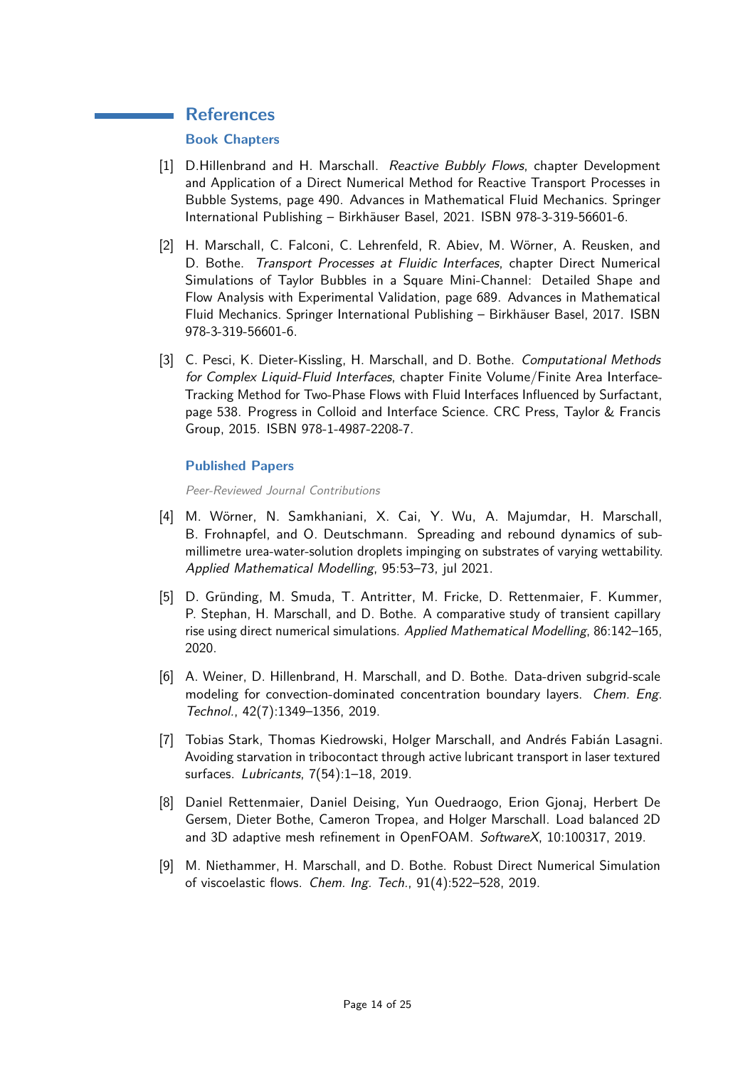## References

### Book Chapters

[1] D.Hillenbrand and H. Marschall. *Reactive Bubbly Flows*, chapter Development and Application of a Direct Numerical Method for Reactive Transport Processes in Bubble Systems, page 490. Advances in Mathematical Fluid Mechanics. Springer International Publishing – Birkhäuser Basel, 2021. ISBN 978-3-319-56601-6.

[2] H. Marschall, C. Falconi, C. Lehrenfeld, R. Abiev, M. Wörner, A. Reusken, and D. Bothe. *Transport Processes at Fluidic Interfaces*, chapter Direct Numerical Simulations of Taylor Bubbles in a Square Mini-Channel: Detailed Shape and Flow Analysis with Experimental Validation, page 689. Advances in Mathematical Fluid Mechanics. Springer International Publishing – Birkhäuser Basel, 2017. ISBN 978-3-319-56601-6.

[3] C. Pesci, K. Dieter-Kissling, H. Marschall, and D. Bothe. *Computational Methods for Complex Liquid-Fluid Interfaces*, chapter Finite Volume/Finite Area Interface-Tracking Method for Two-Phase Flows with Fluid Interfaces Influenced by Surfactant, page 538. Progress in Colloid and Interface Science. CRC Press, Taylor & Francis Group, 2015. ISBN 978-1-4987-2208-7.

### Published Papers

*Peer-Reviewed Journal Contributions*

[4] M. Wörner, N. Samkhaniani, X. Cai, Y. Wu, A. Majumdar, H. Marschall, B. Frohnapfel, and O. Deutschmann. Spreading and rebound dynamics of sub-millimetre urea-water-solution droplets impinging on substrates of varying wettability. *Applied Mathematical Modelling*, 95:53–73, jul 2021.

[5] D. Gründing, M. Smuda, T. Antritter, M. Fricke, D. Rettenmaier, F. Kummer, P. Stephan, H. Marschall, and D. Bothe. A comparative study of transient capillary rise using direct numerical simulations. *Applied Mathematical Modelling*, 86:142–165, 2020.

[6] A. Weiner, D. Hillenbrand, H. Marschall, and D. Bothe. Data-driven subgrid-scale modeling for convection-dominated concentration boundary layers. *Chem. Eng. Technol.*, 42(7):1349–1356, 2019.

[7] Tobias Stark, Thomas Kiedrowski, Holger Marschall, and Andrés Fabián Lasagni. Avoiding starvation in tribocontact through active lubricant transport in laser textured surfaces. *Lubricants*, 7(54):1–18, 2019.

[8] Daniel Rettenmaier, Daniel Deising, Yun Ouedraogo, Erion Gjonaj, Herbert De Gersem, Dieter Bothe, Cameron Tropea, and Holger Marschall. Load balanced 2D and 3D adaptive mesh refinement in OpenFOAM. *SoftwareX*, 10:100317, 2019.

[9] M. Niethammer, H. Marschall, and D. Bothe. Robust Direct Numerical Simulation of viscoelastic flows. *Chem. Ing. Tech.*, 91(4):522–528, 2019.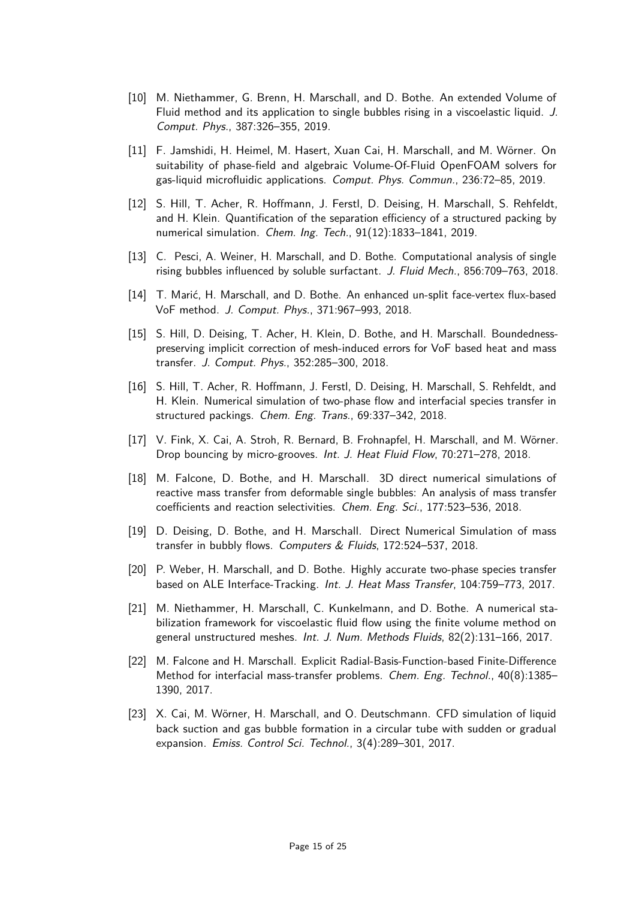[10] M. Niethammer, G. Brenn, H. Marschall, and D. Bothe. An extended Volume of Fluid method and its application to single bubbles rising in a viscoelastic liquid. *J. Comput. Phys.*, 387:326–355, 2019.

[11] F. Jamshidi, H. Heimel, M. Hasert, Xuan Cai, H. Marschall, and M. Wörner. On suitability of phase-field and algebraic Volume-Of-Fluid OpenFOAM solvers for gas-liquid microfluidic applications. *Comput. Phys. Commun.*, 236:72–85, 2019.

[12] S. Hill, T. Acher, R. Hoffmann, J. Ferstl, D. Deising, H. Marschall, S. Rehfeldt, and H. Klein. Quantification of the separation efficiency of a structured packing by numerical simulation. *Chem. Ing. Tech.*, 91(12):1833–1841, 2019.

[13] C. Pesci, A. Weiner, H. Marschall, and D. Bothe. Computational analysis of single rising bubbles influenced by soluble surfactant. *J. Fluid Mech.*, 856:709–763, 2018.

[14] T. Marić, H. Marschall, and D. Bothe. An enhanced un-split face-vertex flux-based VoF method. *J. Comput. Phys.*, 371:967–993, 2018.

[15] S. Hill, D. Deising, T. Acher, H. Klein, D. Bothe, and H. Marschall. Boundedness-preserving implicit correction of mesh-induced errors for VoF based heat and mass transfer. *J. Comput. Phys.*, 352:285–300, 2018.

[16] S. Hill, T. Acher, R. Hoffmann, J. Ferstl, D. Deising, H. Marschall, S. Rehfeldt, and H. Klein. Numerical simulation of two-phase flow and interfacial species transfer in structured packings. *Chem. Eng. Trans.*, 69:337–342, 2018.

[17] V. Fink, X. Cai, A. Stroh, R. Bernard, B. Frohnapfel, H. Marschall, and M. Wörner. Drop bouncing by micro-grooves. *Int. J. Heat Fluid Flow*, 70:271–278, 2018.

[18] M. Falcone, D. Bothe, and H. Marschall. 3D direct numerical simulations of reactive mass transfer from deformable single bubbles: An analysis of mass transfer coefficients and reaction selectivities. *Chem. Eng. Sci.*, 177:523–536, 2018.

[19] D. Deising, D. Bothe, and H. Marschall. Direct Numerical Simulation of mass transfer in bubbly flows. *Computers & Fluids*, 172:524–537, 2018.

[20] P. Weber, H. Marschall, and D. Bothe. Highly accurate two-phase species transfer based on ALE Interface-Tracking. *Int. J. Heat Mass Transfer*, 104:759–773, 2017.

[21] M. Niethammer, H. Marschall, C. Kunkelmann, and D. Bothe. A numerical stabilization framework for viscoelastic fluid flow using the finite volume method on general unstructured meshes. *Int. J. Num. Methods Fluids*, 82(2):131–166, 2017.

[22] M. Falcone and H. Marschall. Explicit Radial-Basis-Function-based Finite-Difference Method for interfacial mass-transfer problems. *Chem. Eng. Technol.*, 40(8):1385–1390, 2017.

[23] X. Cai, M. Wörner, H. Marschall, and O. Deutschmann. CFD simulation of liquid back suction and gas bubble formation in a circular tube with sudden or gradual expansion. *Emiss. Control Sci. Technol.*, 3(4):289–301, 2017.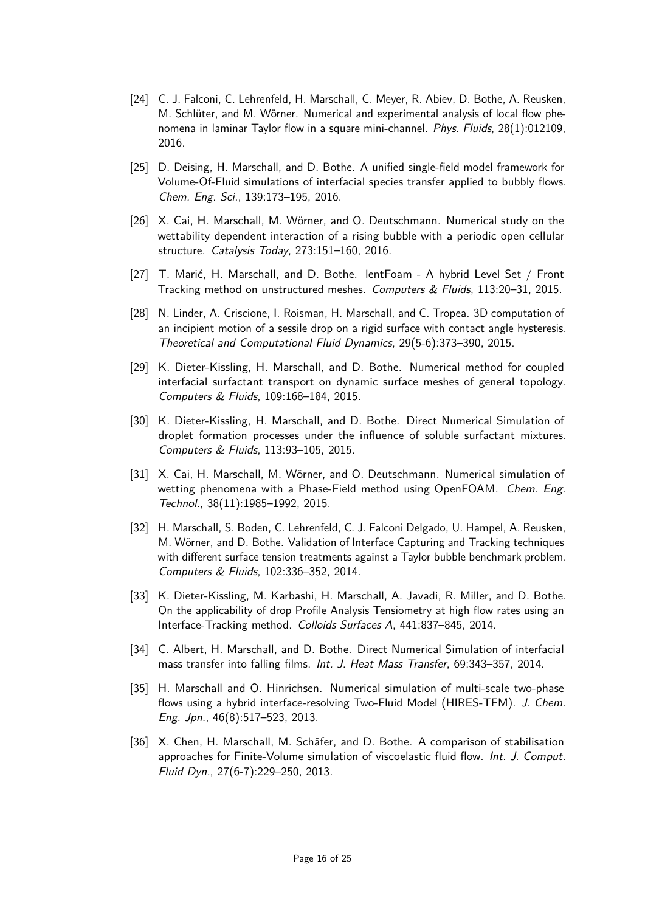[24] C. J. Falconi, C. Lehrenfeld, H. Marschall, C. Meyer, R. Abiev, D. Bothe, A. Reusken, M. Schlüter, and M. Wörner. Numerical and experimental analysis of local flow phenomena in laminar Taylor flow in a square mini-channel. *Phys. Fluids*, 28(1):012109, 2016.

[25] D. Deising, H. Marschall, and D. Bothe. A unified single-field model framework for Volume-Of-Fluid simulations of interfacial species transfer applied to bubbly flows. *Chem. Eng. Sci.*, 139:173–195, 2016.

[26] X. Cai, H. Marschall, M. Wörner, and O. Deutschmann. Numerical study on the wettability dependent interaction of a rising bubble with a periodic open cellular structure. *Catalysis Today*, 273:151–160, 2016.

[27] T. Marić, H. Marschall, and D. Bothe. lentFoam - A hybrid Level Set / Front Tracking method on unstructured meshes. *Computers & Fluids*, 113:20–31, 2015.

[28] N. Linder, A. Criscione, I. Roisman, H. Marschall, and C. Tropea. 3D computation of an incipient motion of a sessile drop on a rigid surface with contact angle hysteresis. *Theoretical and Computational Fluid Dynamics*, 29(5-6):373–390, 2015.

[29] K. Dieter-Kissling, H. Marschall, and D. Bothe. Numerical method for coupled interfacial surfactant transport on dynamic surface meshes of general topology. *Computers & Fluids*, 109:168–184, 2015.

[30] K. Dieter-Kissling, H. Marschall, and D. Bothe. Direct Numerical Simulation of droplet formation processes under the influence of soluble surfactant mixtures. *Computers & Fluids*, 113:93–105, 2015.

[31] X. Cai, H. Marschall, M. Wörner, and O. Deutschmann. Numerical simulation of wetting phenomena with a Phase-Field method using OpenFOAM. *Chem. Eng. Technol.*, 38(11):1985–1992, 2015.

[32] H. Marschall, S. Boden, C. Lehrenfeld, C. J. Falconi Delgado, U. Hampel, A. Reusken, M. Wörner, and D. Bothe. Validation of Interface Capturing and Tracking techniques with different surface tension treatments against a Taylor bubble benchmark problem. *Computers & Fluids*, 102:336–352, 2014.

[33] K. Dieter-Kissling, M. Karbashi, H. Marschall, A. Javadi, R. Miller, and D. Bothe. On the applicability of drop Profile Analysis Tensiometry at high flow rates using an Interface-Tracking method. *Colloids Surfaces A*, 441:837–845, 2014.

[34] C. Albert, H. Marschall, and D. Bothe. Direct Numerical Simulation of interfacial mass transfer into falling films. *Int. J. Heat Mass Transfer*, 69:343–357, 2014.

[35] H. Marschall and O. Hinrichsen. Numerical simulation of multi-scale two-phase flows using a hybrid interface-resolving Two-Fluid Model (HIRES-TFM). *J. Chem. Eng. Jpn.*, 46(8):517–523, 2013.

[36] X. Chen, H. Marschall, M. Schäfer, and D. Bothe. A comparison of stabilisation approaches for Finite-Volume simulation of viscoelastic fluid flow. *Int. J. Comput. Fluid Dyn.*, 27(6-7):229–250, 2013.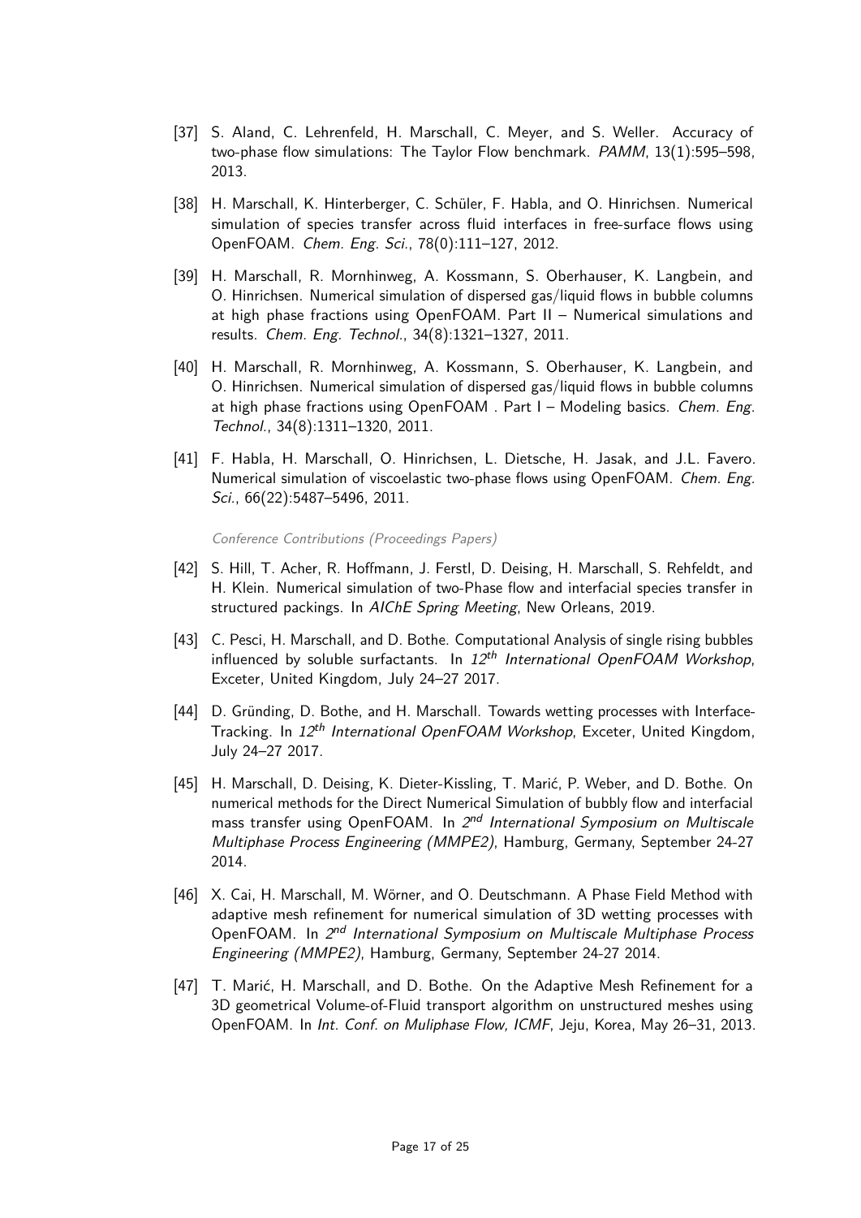[37] S. Aland, C. Lehrenfeld, H. Marschall, C. Meyer, and S. Weller. Accuracy of two-phase flow simulations: The Taylor Flow benchmark. *PAMM*, 13(1):595–598, 2013.

[38] H. Marschall, K. Hinterberger, C. Schüler, F. Habla, and O. Hinrichsen. Numerical simulation of species transfer across fluid interfaces in free-surface flows using OpenFOAM. *Chem. Eng. Sci.*, 78(0):111–127, 2012.

[39] H. Marschall, R. Mornhinweg, A. Kossmann, S. Oberhauser, K. Langbein, and O. Hinrichsen. Numerical simulation of dispersed gas/liquid flows in bubble columns at high phase fractions using OpenFOAM. Part II – Numerical simulations and results. *Chem. Eng. Technol.*, 34(8):1321–1327, 2011.

[40] H. Marschall, R. Mornhinweg, A. Kossmann, S. Oberhauser, K. Langbein, and O. Hinrichsen. Numerical simulation of dispersed gas/liquid flows in bubble columns at high phase fractions using OpenFOAM . Part I – Modeling basics. *Chem. Eng. Technol.*, 34(8):1311–1320, 2011.

[41] F. Habla, H. Marschall, O. Hinrichsen, L. Dietsche, H. Jasak, and J.L. Favero. Numerical simulation of viscoelastic two-phase flows using OpenFOAM. *Chem. Eng. Sci.*, 66(22):5487–5496, 2011.

*Conference Contributions (Proceedings Papers)*

[42] S. Hill, T. Acher, R. Hoffmann, J. Ferstl, D. Deising, H. Marschall, S. Rehfeldt, and H. Klein. Numerical simulation of two-Phase flow and interfacial species transfer in structured packings. In *AIChE Spring Meeting*, New Orleans, 2019.

[43] C. Pesci, H. Marschall, and D. Bothe. Computational Analysis of single rising bubbles influenced by soluble surfactants. In *12th International OpenFOAM Workshop*, Exceter, United Kingdom, July 24–27 2017.

[44] D. Gründing, D. Bothe, and H. Marschall. Towards wetting processes with Interface-Tracking. In *12th International OpenFOAM Workshop*, Exceter, United Kingdom, July 24–27 2017.

[45] H. Marschall, D. Deising, K. Dieter-Kissling, T. Marić, P. Weber, and D. Bothe. On numerical methods for the Direct Numerical Simulation of bubbly flow and interfacial mass transfer using OpenFOAM. In *2nd International Symposium on Multiscale Multiphase Process Engineering (MMPE2)*, Hamburg, Germany, September 24-27 2014.

[46] X. Cai, H. Marschall, M. Wörner, and O. Deutschmann. A Phase Field Method with adaptive mesh refinement for numerical simulation of 3D wetting processes with OpenFOAM. In *2nd International Symposium on Multiscale Multiphase Process Engineering (MMPE2)*, Hamburg, Germany, September 24-27 2014.

[47] T. Marić, H. Marschall, and D. Bothe. On the Adaptive Mesh Refinement for a 3D geometrical Volume-of-Fluid transport algorithm on unstructured meshes using OpenFOAM. In *Int. Conf. on Muliphase Flow, ICMF*, Jeju, Korea, May 26–31, 2013.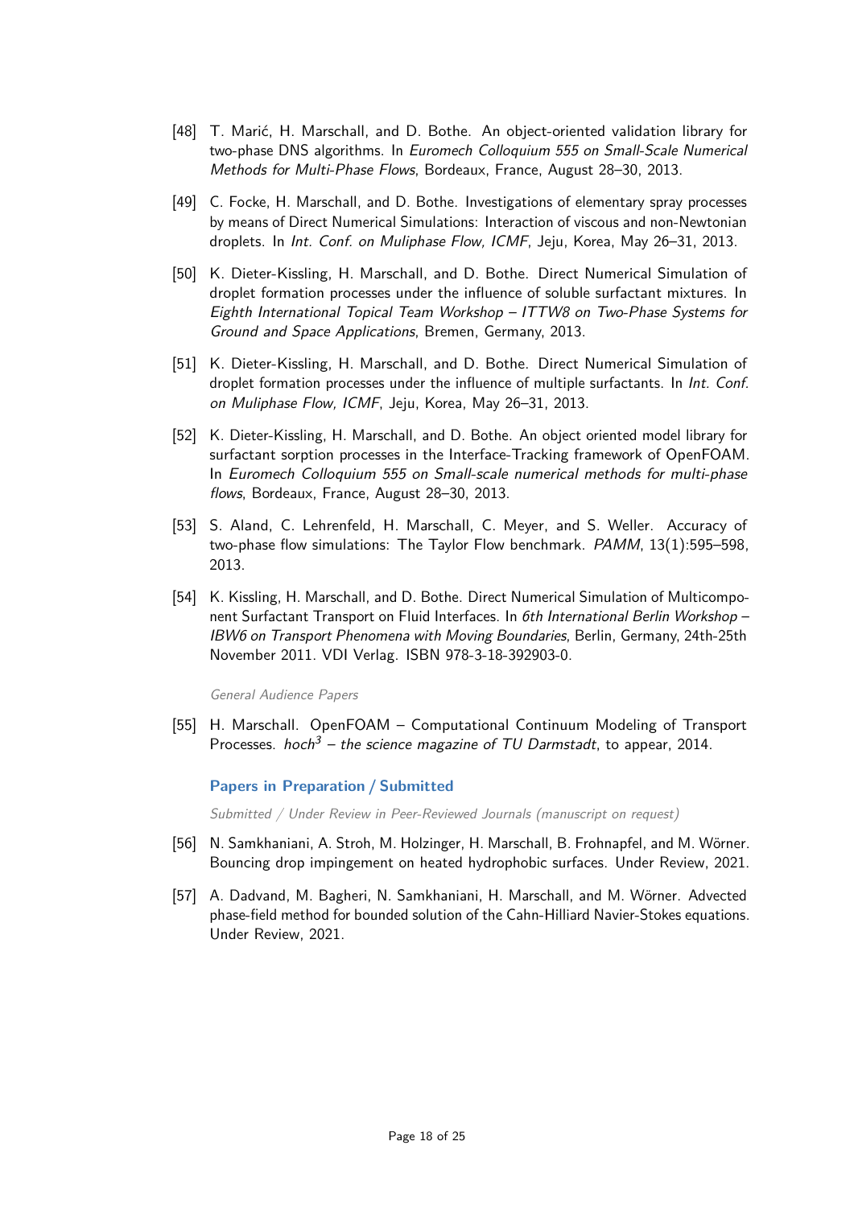[48] T. Marić, H. Marschall, and D. Bothe. An object-oriented validation library for two-phase DNS algorithms. In *Euromech Colloquium 555 on Small-Scale Numerical Methods for Multi-Phase Flows*, Bordeaux, France, August 28–30, 2013.

[49] C. Focke, H. Marschall, and D. Bothe. Investigations of elementary spray processes by means of Direct Numerical Simulations: Interaction of viscous and non-Newtonian droplets. In *Int. Conf. on Muliphase Flow, ICMF*, Jeju, Korea, May 26–31, 2013.

[50] K. Dieter-Kissling, H. Marschall, and D. Bothe. Direct Numerical Simulation of droplet formation processes under the influence of soluble surfactant mixtures. In *Eighth International Topical Team Workshop – ITTW8 on Two-Phase Systems for Ground and Space Applications*, Bremen, Germany, 2013.

[51] K. Dieter-Kissling, H. Marschall, and D. Bothe. Direct Numerical Simulation of droplet formation processes under the influence of multiple surfactants. In *Int. Conf. on Muliphase Flow, ICMF*, Jeju, Korea, May 26–31, 2013.

[52] K. Dieter-Kissling, H. Marschall, and D. Bothe. An object oriented model library for surfactant sorption processes in the Interface-Tracking framework of OpenFOAM. In *Euromech Colloquium 555 on Small-scale numerical methods for multi-phase flows*, Bordeaux, France, August 28–30, 2013.

[53] S. Aland, C. Lehrenfeld, H. Marschall, C. Meyer, and S. Weller. Accuracy of two-phase flow simulations: The Taylor Flow benchmark. *PAMM*, 13(1):595–598, 2013.

[54] K. Kissling, H. Marschall, and D. Bothe. Direct Numerical Simulation of Multicomponent Surfactant Transport on Fluid Interfaces. In *6th International Berlin Workshop – IBW6 on Transport Phenomena with Moving Boundaries*, Berlin, Germany, 24th-25th November 2011. VDI Verlag. ISBN 978-3-18-392903-0.

*General Audience Papers*

[55] H. Marschall. OpenFOAM – Computational Continuum Modeling of Transport Processes. *hoch$^3$ – the science magazine of TU Darmstadt*, to appear, 2014.

### Papers in Preparation / Submitted

*Submitted / Under Review in Peer-Reviewed Journals (manuscript on request)*

[56] N. Samkhaniani, A. Stroh, M. Holzinger, H. Marschall, B. Frohnapfel, and M. Wörner. Bouncing drop impingement on heated hydrophobic surfaces. Under Review, 2021.

[57] A. Dadvand, M. Bagheri, N. Samkhaniani, H. Marschall, and M. Wörner. Advected phase-field method for bounded solution of the Cahn-Hilliard Navier-Stokes equations. Under Review, 2021.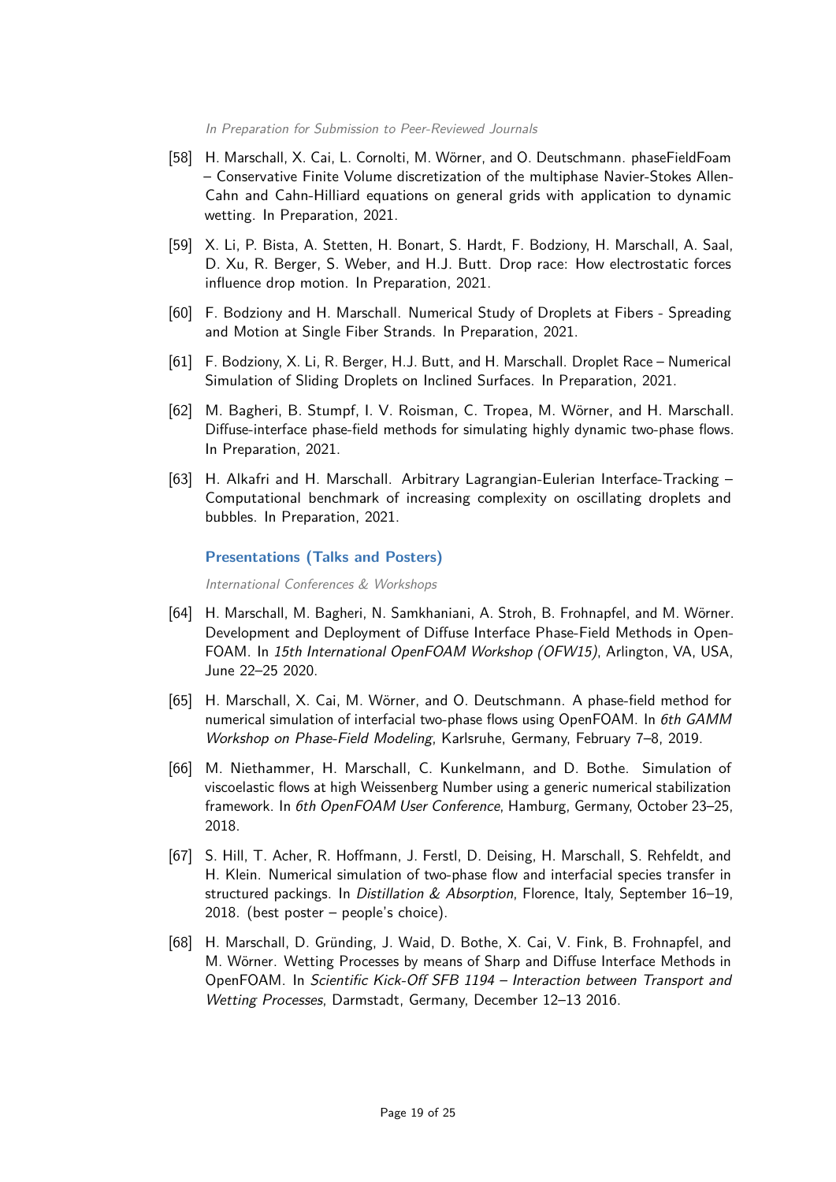*In Preparation for Submission to Peer-Reviewed Journals*

[58] H. Marschall, X. Cai, L. Cornolti, M. Wörner, and O. Deutschmann. phaseFieldFoam – Conservative Finite Volume discretization of the multiphase Navier-Stokes Allen-Cahn and Cahn-Hilliard equations on general grids with application to dynamic wetting. In Preparation, 2021.

[59] X. Li, P. Bista, A. Stetten, H. Bonart, S. Hardt, F. Bodziony, H. Marschall, A. Saal, D. Xu, R. Berger, S. Weber, and H.J. Butt. Drop race: How electrostatic forces influence drop motion. In Preparation, 2021.

[60] F. Bodziony and H. Marschall. Numerical Study of Droplets at Fibers - Spreading and Motion at Single Fiber Strands. In Preparation, 2021.

[61] F. Bodziony, X. Li, R. Berger, H.J. Butt, and H. Marschall. Droplet Race – Numerical Simulation of Sliding Droplets on Inclined Surfaces. In Preparation, 2021.

[62] M. Bagheri, B. Stumpf, I. V. Roisman, C. Tropea, M. Wörner, and H. Marschall. Diffuse-interface phase-field methods for simulating highly dynamic two-phase flows. In Preparation, 2021.

[63] H. Alkafri and H. Marschall. Arbitrary Lagrangian-Eulerian Interface-Tracking – Computational benchmark of increasing complexity on oscillating droplets and bubbles. In Preparation, 2021.

### Presentations (Talks and Posters)

*International Conferences & Workshops*

[64] H. Marschall, M. Bagheri, N. Samkhaniani, A. Stroh, B. Frohnapfel, and M. Wörner. Development and Deployment of Diffuse Interface Phase-Field Methods in OpenFOAM. In *15th International OpenFOAM Workshop (OFW15)*, Arlington, VA, USA, June 22–25 2020.

[65] H. Marschall, X. Cai, M. Wörner, and O. Deutschmann. A phase-field method for numerical simulation of interfacial two-phase flows using OpenFOAM. In *6th GAMM Workshop on Phase-Field Modeling*, Karlsruhe, Germany, February 7–8, 2019.

[66] M. Niethammer, H. Marschall, C. Kunkelmann, and D. Bothe. Simulation of viscoelastic flows at high Weissenberg Number using a generic numerical stabilization framework. In *6th OpenFOAM User Conference*, Hamburg, Germany, October 23–25, 2018.

[67] S. Hill, T. Acher, R. Hoffmann, J. Ferstl, D. Deising, H. Marschall, S. Rehfeldt, and H. Klein. Numerical simulation of two-phase flow and interfacial species transfer in structured packings. In *Distillation & Absorption*, Florence, Italy, September 16–19, 2018. (best poster – people's choice).

[68] H. Marschall, D. Gründing, J. Waid, D. Bothe, X. Cai, V. Fink, B. Frohnapfel, and M. Wörner. Wetting Processes by means of Sharp and Diffuse Interface Methods in OpenFOAM. In *Scientific Kick-Off SFB 1194 – Interaction between Transport and Wetting Processes*, Darmstadt, Germany, December 12–13 2016.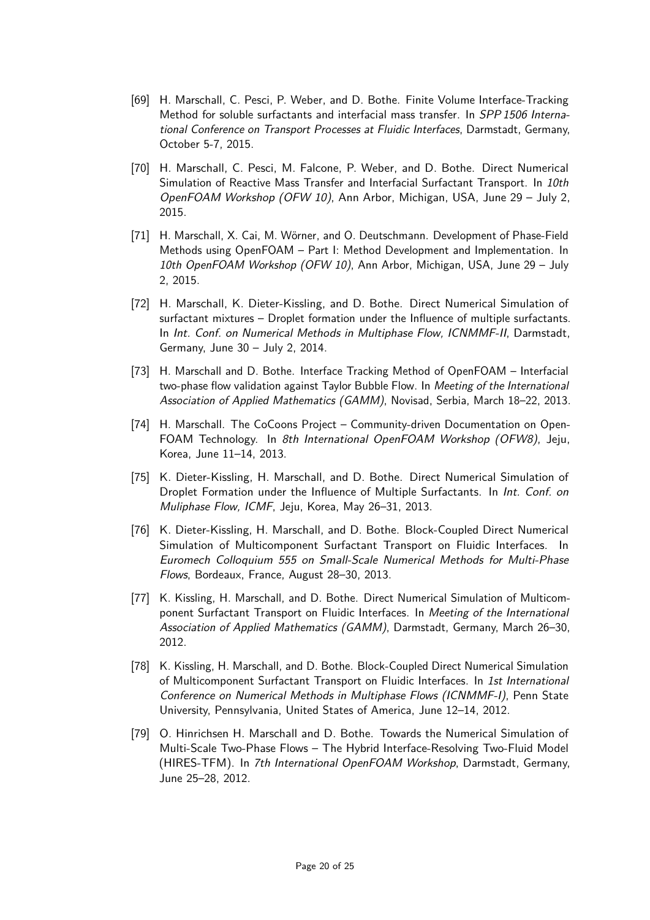[69] H. Marschall, C. Pesci, P. Weber, and D. Bothe. Finite Volume Interface-Tracking Method for soluble surfactants and interfacial mass transfer. In *SPP 1506 International Conference on Transport Processes at Fluidic Interfaces*, Darmstadt, Germany, October 5-7, 2015.

[70] H. Marschall, C. Pesci, M. Falcone, P. Weber, and D. Bothe. Direct Numerical Simulation of Reactive Mass Transfer and Interfacial Surfactant Transport. In *10th OpenFOAM Workshop (OFW 10)*, Ann Arbor, Michigan, USA, June 29 – July 2, 2015.

[71] H. Marschall, X. Cai, M. Wörner, and O. Deutschmann. Development of Phase-Field Methods using OpenFOAM – Part I: Method Development and Implementation. In *10th OpenFOAM Workshop (OFW 10)*, Ann Arbor, Michigan, USA, June 29 – July 2, 2015.

[72] H. Marschall, K. Dieter-Kissling, and D. Bothe. Direct Numerical Simulation of surfactant mixtures – Droplet formation under the Influence of multiple surfactants. In *Int. Conf. on Numerical Methods in Multiphase Flow, ICNMMF-II*, Darmstadt, Germany, June 30 – July 2, 2014.

[73] H. Marschall and D. Bothe. Interface Tracking Method of OpenFOAM – Interfacial two-phase flow validation against Taylor Bubble Flow. In *Meeting of the International Association of Applied Mathematics (GAMM)*, Novisad, Serbia, March 18–22, 2013.

[74] H. Marschall. The CoCoons Project – Community-driven Documentation on OpenFOAM Technology. In *8th International OpenFOAM Workshop (OFW8)*, Jeju, Korea, June 11–14, 2013.

[75] K. Dieter-Kissling, H. Marschall, and D. Bothe. Direct Numerical Simulation of Droplet Formation under the Influence of Multiple Surfactants. In *Int. Conf. on Muliphase Flow, ICMF*, Jeju, Korea, May 26–31, 2013.

[76] K. Dieter-Kissling, H. Marschall, and D. Bothe. Block-Coupled Direct Numerical Simulation of Multicomponent Surfactant Transport on Fluidic Interfaces. In *Euromech Colloquium 555 on Small-Scale Numerical Methods for Multi-Phase Flows*, Bordeaux, France, August 28–30, 2013.

[77] K. Kissling, H. Marschall, and D. Bothe. Direct Numerical Simulation of Multicomponent Surfactant Transport on Fluidic Interfaces. In *Meeting of the International Association of Applied Mathematics (GAMM)*, Darmstadt, Germany, March 26–30, 2012.

[78] K. Kissling, H. Marschall, and D. Bothe. Block-Coupled Direct Numerical Simulation of Multicomponent Surfactant Transport on Fluidic Interfaces. In *1st International Conference on Numerical Methods in Multiphase Flows (ICNMMF-I)*, Penn State University, Pennsylvania, United States of America, June 12–14, 2012.

[79] O. Hinrichsen H. Marschall and D. Bothe. Towards the Numerical Simulation of Multi-Scale Two-Phase Flows – The Hybrid Interface-Resolving Two-Fluid Model (HIRES-TFM). In *7th International OpenFOAM Workshop*, Darmstadt, Germany, June 25–28, 2012.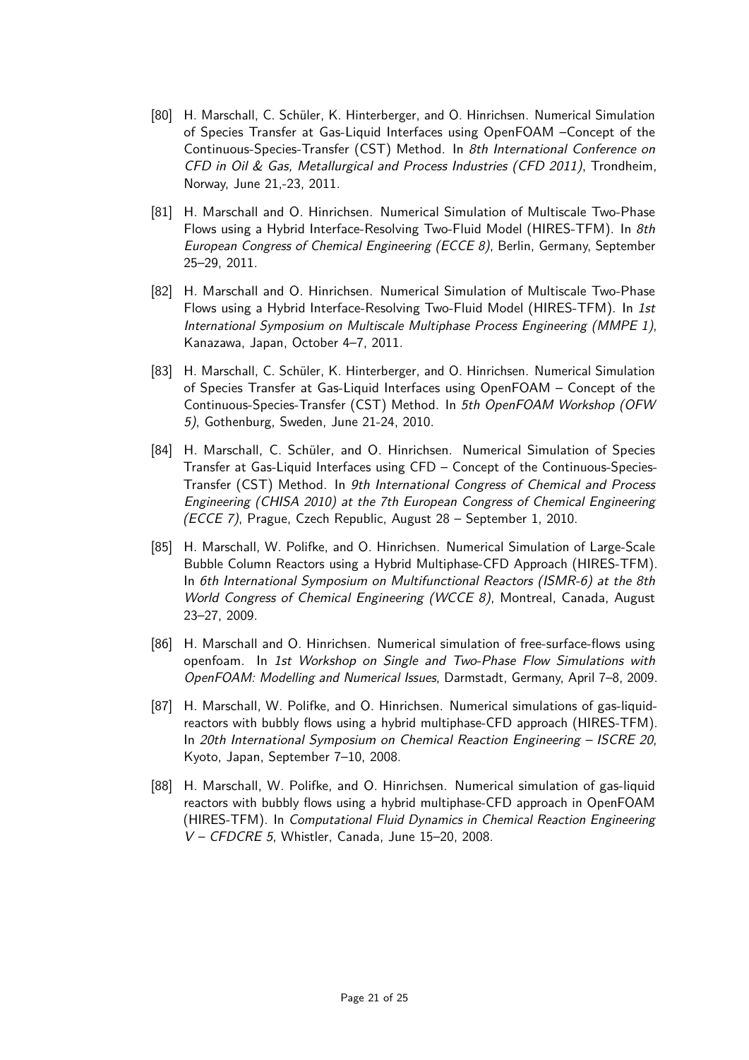[80] H. Marschall, C. Schüler, K. Hinterberger, and O. Hinrichsen. Numerical Simulation of Species Transfer at Gas-Liquid Interfaces using OpenFOAM –Concept of the Continuous-Species-Transfer (CST) Method. In *8th International Conference on CFD in Oil & Gas, Metallurgical and Process Industries (CFD 2011)*, Trondheim, Norway, June 21,-23, 2011.

[81] H. Marschall and O. Hinrichsen. Numerical Simulation of Multiscale Two-Phase Flows using a Hybrid Interface-Resolving Two-Fluid Model (HIRES-TFM). In *8th European Congress of Chemical Engineering (ECCE 8)*, Berlin, Germany, September 25–29, 2011.

[82] H. Marschall and O. Hinrichsen. Numerical Simulation of Multiscale Two-Phase Flows using a Hybrid Interface-Resolving Two-Fluid Model (HIRES-TFM). In *1st International Symposium on Multiscale Multiphase Process Engineering (MMPE 1)*, Kanazawa, Japan, October 4–7, 2011.

[83] H. Marschall, C. Schüler, K. Hinterberger, and O. Hinrichsen. Numerical Simulation of Species Transfer at Gas-Liquid Interfaces using OpenFOAM – Concept of the Continuous-Species-Transfer (CST) Method. In *5th OpenFOAM Workshop (OFW 5)*, Gothenburg, Sweden, June 21-24, 2010.

[84] H. Marschall, C. Schüler, and O. Hinrichsen. Numerical Simulation of Species Transfer at Gas-Liquid Interfaces using CFD – Concept of the Continuous-Species-Transfer (CST) Method. In *9th International Congress of Chemical and Process Engineering (CHISA 2010) at the 7th European Congress of Chemical Engineering (ECCE 7)*, Prague, Czech Republic, August 28 – September 1, 2010.

[85] H. Marschall, W. Polifke, and O. Hinrichsen. Numerical Simulation of Large-Scale Bubble Column Reactors using a Hybrid Multiphase-CFD Approach (HIRES-TFM). In *6th International Symposium on Multifunctional Reactors (ISMR-6) at the 8th World Congress of Chemical Engineering (WCCE 8)*, Montreal, Canada, August 23–27, 2009.

[86] H. Marschall and O. Hinrichsen. Numerical simulation of free-surface-flows using openfoam. In *1st Workshop on Single and Two-Phase Flow Simulations with OpenFOAM: Modelling and Numerical Issues*, Darmstadt, Germany, April 7–8, 2009.

[87] H. Marschall, W. Polifke, and O. Hinrichsen. Numerical simulations of gas-liquid-reactors with bubbly flows using a hybrid multiphase-CFD approach (HIRES-TFM). In *20th International Symposium on Chemical Reaction Engineering – ISCRE 20*, Kyoto, Japan, September 7–10, 2008.

[88] H. Marschall, W. Polifke, and O. Hinrichsen. Numerical simulation of gas-liquid reactors with bubbly flows using a hybrid multiphase-CFD approach in OpenFOAM (HIRES-TFM). In *Computational Fluid Dynamics in Chemical Reaction Engineering V – CFDCRE 5*, Whistler, Canada, June 15–20, 2008.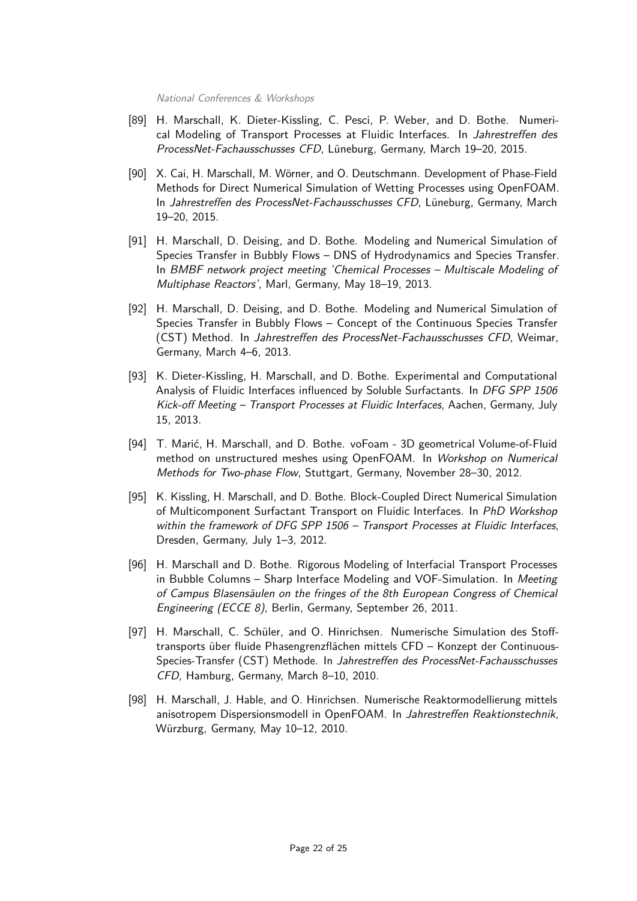*National Conferences & Workshops*

[89] H. Marschall, K. Dieter-Kissling, C. Pesci, P. Weber, and D. Bothe. Numerical Modeling of Transport Processes at Fluidic Interfaces. In *Jahrestreffen des ProcessNet-Fachausschusses CFD*, Lüneburg, Germany, March 19–20, 2015.

[90] X. Cai, H. Marschall, M. Wörner, and O. Deutschmann. Development of Phase-Field Methods for Direct Numerical Simulation of Wetting Processes using OpenFOAM. In *Jahrestreffen des ProcessNet-Fachausschusses CFD*, Lüneburg, Germany, March 19–20, 2015.

[91] H. Marschall, D. Deising, and D. Bothe. Modeling and Numerical Simulation of Species Transfer in Bubbly Flows – DNS of Hydrodynamics and Species Transfer. In *BMBF network project meeting 'Chemical Processes – Multiscale Modeling of Multiphase Reactors'*, Marl, Germany, May 18–19, 2013.

[92] H. Marschall, D. Deising, and D. Bothe. Modeling and Numerical Simulation of Species Transfer in Bubbly Flows – Concept of the Continuous Species Transfer (CST) Method. In *Jahrestreffen des ProcessNet-Fachausschusses CFD*, Weimar, Germany, March 4–6, 2013.

[93] K. Dieter-Kissling, H. Marschall, and D. Bothe. Experimental and Computational Analysis of Fluidic Interfaces influenced by Soluble Surfactants. In *DFG SPP 1506 Kick-off Meeting – Transport Processes at Fluidic Interfaces*, Aachen, Germany, July 15, 2013.

[94] T. Marić, H. Marschall, and D. Bothe. voFoam - 3D geometrical Volume-of-Fluid method on unstructured meshes using OpenFOAM. In *Workshop on Numerical Methods for Two-phase Flow*, Stuttgart, Germany, November 28–30, 2012.

[95] K. Kissling, H. Marschall, and D. Bothe. Block-Coupled Direct Numerical Simulation of Multicomponent Surfactant Transport on Fluidic Interfaces. In *PhD Workshop within the framework of DFG SPP 1506 – Transport Processes at Fluidic Interfaces*, Dresden, Germany, July 1–3, 2012.

[96] H. Marschall and D. Bothe. Rigorous Modeling of Interfacial Transport Processes in Bubble Columns – Sharp Interface Modeling and VOF-Simulation. In *Meeting of Campus Blasensäulen on the fringes of the 8th European Congress of Chemical Engineering (ECCE 8)*, Berlin, Germany, September 26, 2011.

[97] H. Marschall, C. Schüler, and O. Hinrichsen. Numerische Simulation des Stofftransports über fluide Phasengrenzflächen mittels CFD – Konzept der Continuous-Species-Transfer (CST) Methode. In *Jahrestreffen des ProcessNet-Fachausschusses CFD*, Hamburg, Germany, March 8–10, 2010.

[98] H. Marschall, J. Hable, and O. Hinrichsen. Numerische Reaktormodellierung mittels anisotropem Dispersionsmodell in OpenFOAM. In *Jahrestreffen Reaktionstechnik*, Würzburg, Germany, May 10–12, 2010.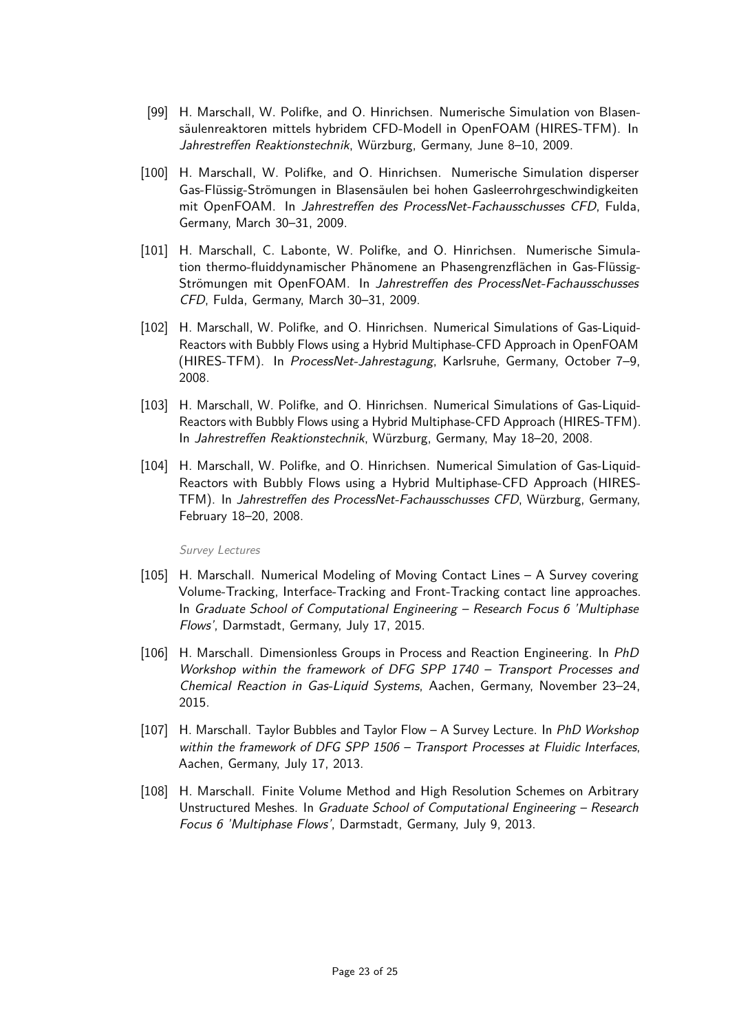[99] H. Marschall, W. Polifke, and O. Hinrichsen. Numerische Simulation von Blasensäulenreaktoren mittels hybridem CFD-Modell in OpenFOAM (HIRES-TFM). In *Jahrestreffen Reaktionstechnik*, Würzburg, Germany, June 8–10, 2009.

[100] H. Marschall, W. Polifke, and O. Hinrichsen. Numerische Simulation disperser Gas-Flüssig-Strömungen in Blasensäulen bei hohen Gasleerrohrgeschwindigkeiten mit OpenFOAM. In *Jahrestreffen des ProcessNet-Fachausschusses CFD*, Fulda, Germany, March 30–31, 2009.

[101] H. Marschall, C. Labonte, W. Polifke, and O. Hinrichsen. Numerische Simulation thermo-fluiddynamischer Phänomene an Phasengrenzflächen in Gas-Flüssig-Strömungen mit OpenFOAM. In *Jahrestreffen des ProcessNet-Fachausschusses CFD*, Fulda, Germany, March 30–31, 2009.

[102] H. Marschall, W. Polifke, and O. Hinrichsen. Numerical Simulations of Gas-Liquid-Reactors with Bubbly Flows using a Hybrid Multiphase-CFD Approach in OpenFOAM (HIRES-TFM). In *ProcessNet-Jahrestagung*, Karlsruhe, Germany, October 7–9, 2008.

[103] H. Marschall, W. Polifke, and O. Hinrichsen. Numerical Simulations of Gas-Liquid-Reactors with Bubbly Flows using a Hybrid Multiphase-CFD Approach (HIRES-TFM). In *Jahrestreffen Reaktionstechnik*, Würzburg, Germany, May 18–20, 2008.

[104] H. Marschall, W. Polifke, and O. Hinrichsen. Numerical Simulation of Gas-Liquid-Reactors with Bubbly Flows using a Hybrid Multiphase-CFD Approach (HIRES-TFM). In *Jahrestreffen des ProcessNet-Fachausschusses CFD*, Würzburg, Germany, February 18–20, 2008.

*Survey Lectures*

[105] H. Marschall. Numerical Modeling of Moving Contact Lines – A Survey covering Volume-Tracking, Interface-Tracking and Front-Tracking contact line approaches. In *Graduate School of Computational Engineering – Research Focus 6 'Multiphase Flows'*, Darmstadt, Germany, July 17, 2015.

[106] H. Marschall. Dimensionless Groups in Process and Reaction Engineering. In *PhD Workshop within the framework of DFG SPP 1740 – Transport Processes and Chemical Reaction in Gas-Liquid Systems*, Aachen, Germany, November 23–24, 2015.

[107] H. Marschall. Taylor Bubbles and Taylor Flow – A Survey Lecture. In *PhD Workshop within the framework of DFG SPP 1506 – Transport Processes at Fluidic Interfaces*, Aachen, Germany, July 17, 2013.

[108] H. Marschall. Finite Volume Method and High Resolution Schemes on Arbitrary Unstructured Meshes. In *Graduate School of Computational Engineering – Research Focus 6 'Multiphase Flows'*, Darmstadt, Germany, July 9, 2013.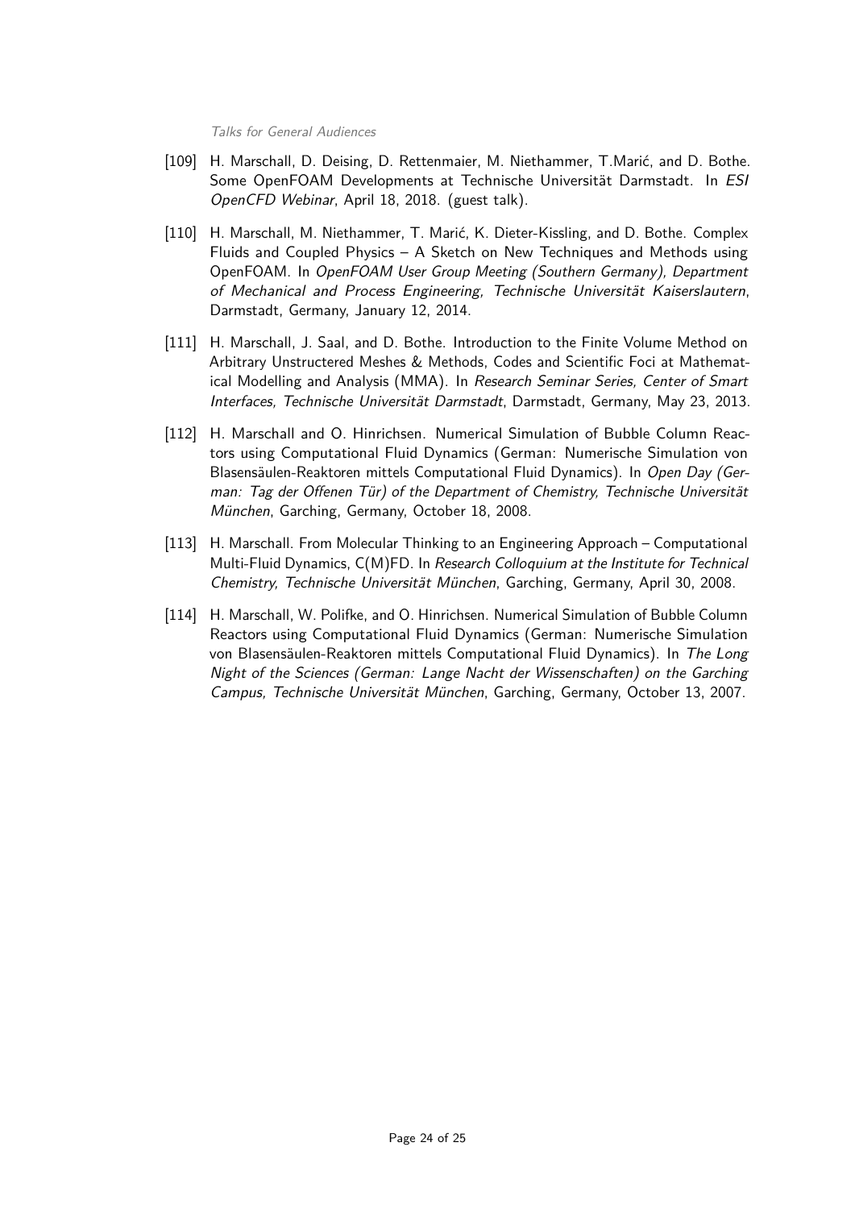*Talks for General Audiences*

[109] H. Marschall, D. Deising, D. Rettenmaier, M. Niethammer, T.Marić, and D. Bothe. Some OpenFOAM Developments at Technische Universität Darmstadt. In *ESI OpenCFD Webinar*, April 18, 2018. (guest talk).

[110] H. Marschall, M. Niethammer, T. Marić, K. Dieter-Kissling, and D. Bothe. Complex Fluids and Coupled Physics – A Sketch on New Techniques and Methods using OpenFOAM. In *OpenFOAM User Group Meeting (Southern Germany), Department of Mechanical and Process Engineering, Technische Universität Kaiserslautern*, Darmstadt, Germany, January 12, 2014.

[111] H. Marschall, J. Saal, and D. Bothe. Introduction to the Finite Volume Method on Arbitrary Unstructered Meshes & Methods, Codes and Scientific Foci at Mathematical Modelling and Analysis (MMA). In *Research Seminar Series, Center of Smart Interfaces, Technische Universität Darmstadt*, Darmstadt, Germany, May 23, 2013.

[112] H. Marschall and O. Hinrichsen. Numerical Simulation of Bubble Column Reactors using Computational Fluid Dynamics (German: Numerische Simulation von Blasensäulen-Reaktoren mittels Computational Fluid Dynamics). In *Open Day (German: Tag der Offenen Tür) of the Department of Chemistry, Technische Universität München*, Garching, Germany, October 18, 2008.

[113] H. Marschall. From Molecular Thinking to an Engineering Approach – Computational Multi-Fluid Dynamics, C(M)FD. In *Research Colloquium at the Institute for Technical Chemistry, Technische Universität München*, Garching, Germany, April 30, 2008.

[114] H. Marschall, W. Polifke, and O. Hinrichsen. Numerical Simulation of Bubble Column Reactors using Computational Fluid Dynamics (German: Numerische Simulation von Blasensäulen-Reaktoren mittels Computational Fluid Dynamics). In *The Long Night of the Sciences (German: Lange Nacht der Wissenschaften) on the Garching Campus, Technische Universität München*, Garching, Germany, October 13, 2007.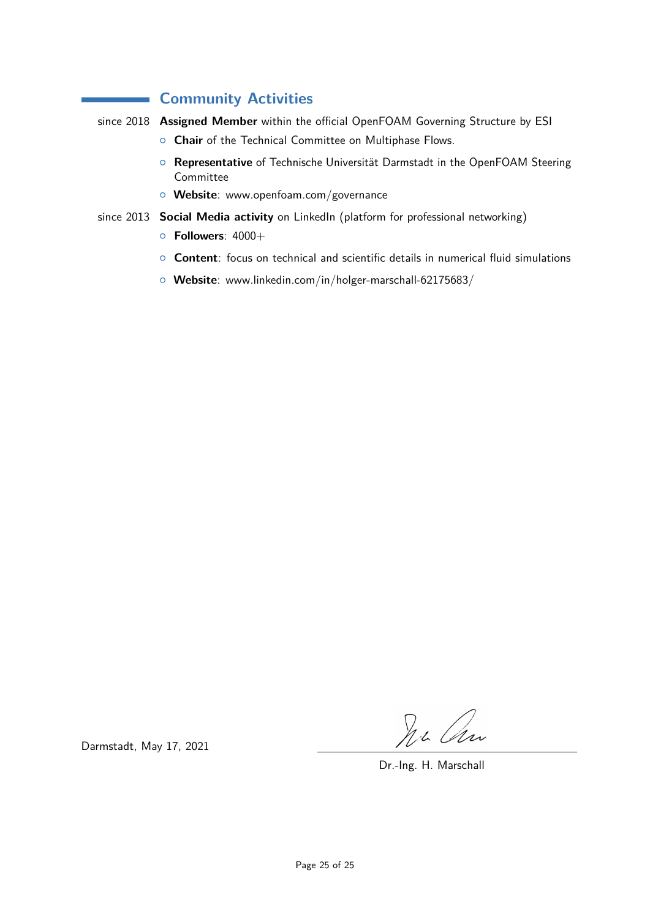## Community Activities

since 2018 **Assigned Member** within the official OpenFOAM Governing Structure by ESI

- **Chair** of the Technical Committee on Multiphase Flows.
- **Representative** of Technische Universität Darmstadt in the OpenFOAM Steering Committee
- **Website**: www.openfoam.com/governance

since 2013 **Social Media activity** on LinkedIn (platform for professional networking)

- **Followers**: 4000+
- **Content**: focus on technical and scientific details in numerical fluid simulations
- **Website**: www.linkedin.com/in/holger-marschall-62175683/

Darmstadt, May 17, 2021

Dr.-Ing. H. Marschall